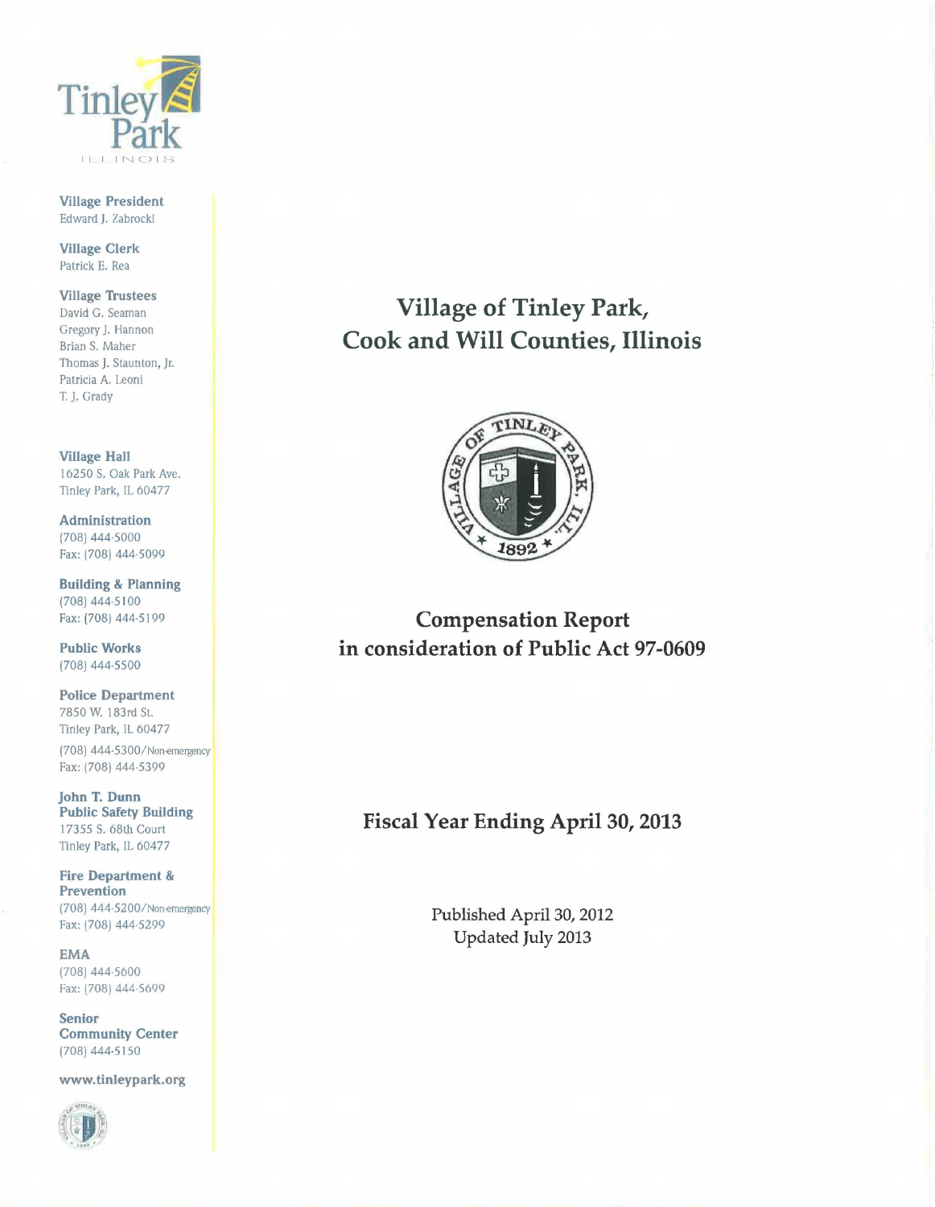Tinley Park
ILLINOIS

**Village President**
Edward J. Zabrocki

**Village Clerk**
Patrick E. Rea

**Village Trustees**
David G. Seaman
Gregory J. Hannon
Brian S. Maher
Thomas J. Staunton, Jr.
Patricia A. Leoni
T. J. Grady

**Village Hall**
16250 S. Oak Park Ave.
Tinley Park, IL 60477

**Administration**
(708) 444-5000
Fax: (708) 444-5099

**Building & Planning**
(708) 444-5100
Fax: (708) 444-5199

**Public Works**
(708) 444-5500

**Police Department**
7850 W. 183rd St.
Tinley Park, IL 60477
(708) 444-5300/Non-emergency
Fax: (708) 444-5399

**John T. Dunn Public Safety Building**
17355 S. 68th Court
Tinley Park, IL 60477

**Fire Department & Prevention**
(708) 444-5200/Non-emergency
Fax: (708) 444-5299

**EMA**
(708) 444-5600
Fax: (708) 444-5699

**Senior Community Center**
(708) 444-5150

**www.tinleypark.org**

# Village of Tinley Park, Cook and Will Counties, Illinois

VILLAGE OF TINLEY PARK, ILL.
1892

## Compensation Report in consideration of Public Act 97-0609

## Fiscal Year Ending April 30, 2013

Published April 30, 2012
Updated July 2013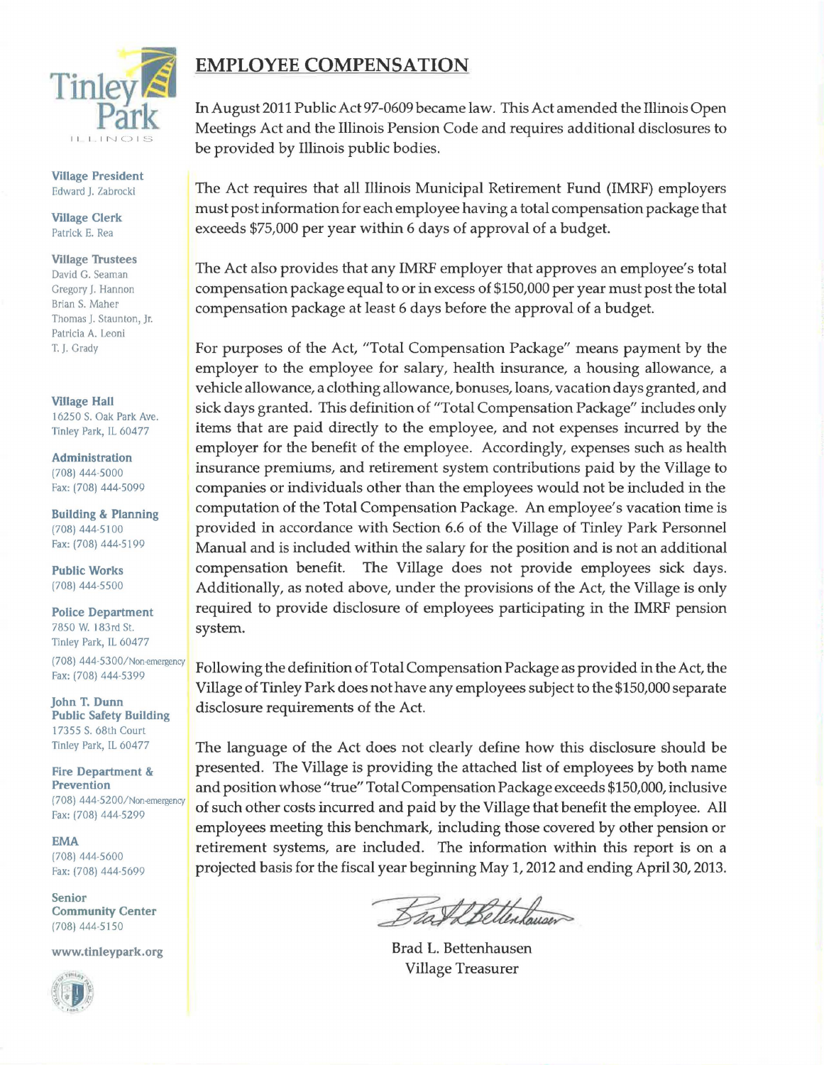Tinley Park

ILLINOIS

**Village President**
Edward J. Zabrocki

**Village Clerk**
Patrick E. Rea

**Village Trustees**
David G. Seaman
Gregory J. Hannon
Brian S. Maher
Thomas J. Staunton, Jr.
Patricia A. Leoni
T. J. Grady

**Village Hall**
16250 S. Oak Park Ave.
Tinley Park, IL 60477

**Administration**
(708) 444-5000
Fax: (708) 444-5099

**Building & Planning**
(708) 444-5100
Fax: (708) 444-5199

**Public Works**
(708) 444-5500

**Police Department**
7850 W. 183rd St.
Tinley Park, IL 60477
(708) 444-5300/Non-emergency
Fax: (708) 444-5399

**John T. Dunn Public Safety Building**
17355 S. 68th Court
Tinley Park, IL 60477

**Fire Department & Prevention**
(708) 444-5200/Non-emergency
Fax: (708) 444-5299

**EMA**
(708) 444-5600
Fax: (708) 444-5699

**Senior Community Center**
(708) 444-5150

**www.tinleypark.org**

# EMPLOYEE COMPENSATION

In August 2011 Public Act 97-0609 became law. This Act amended the Illinois Open Meetings Act and the Illinois Pension Code and requires additional disclosures to be provided by Illinois public bodies.

The Act requires that all Illinois Municipal Retirement Fund (IMRF) employers must post information for each employee having a total compensation package that exceeds $75,000 per year within 6 days of approval of a budget.

The Act also provides that any IMRF employer that approves an employee's total compensation package equal to or in excess of $150,000 per year must post the total compensation package at least 6 days before the approval of a budget.

For purposes of the Act, "Total Compensation Package" means payment by the employer to the employee for salary, health insurance, a housing allowance, a vehicle allowance, a clothing allowance, bonuses, loans, vacation days granted, and sick days granted. This definition of "Total Compensation Package" includes only items that are paid directly to the employee, and not expenses incurred by the employer for the benefit of the employee. Accordingly, expenses such as health insurance premiums, and retirement system contributions paid by the Village to companies or individuals other than the employees would not be included in the computation of the Total Compensation Package. An employee's vacation time is provided in accordance with Section 6.6 of the Village of Tinley Park Personnel Manual and is included within the salary for the position and is not an additional compensation benefit. The Village does not provide employees sick days. Additionally, as noted above, under the provisions of the Act, the Village is only required to provide disclosure of employees participating in the IMRF pension system.

Following the definition of Total Compensation Package as provided in the Act, the Village of Tinley Park does not have any employees subject to the $150,000 separate disclosure requirements of the Act.

The language of the Act does not clearly define how this disclosure should be presented. The Village is providing the attached list of employees by both name and position whose "true" Total Compensation Package exceeds $150,000, inclusive of such other costs incurred and paid by the Village that benefit the employee. All employees meeting this benchmark, including those covered by other pension or retirement systems, are included. The information within this report is on a projected basis for the fiscal year beginning May 1, 2012 and ending April 30, 2013.

Brad L. Bettenhausen
Village Treasurer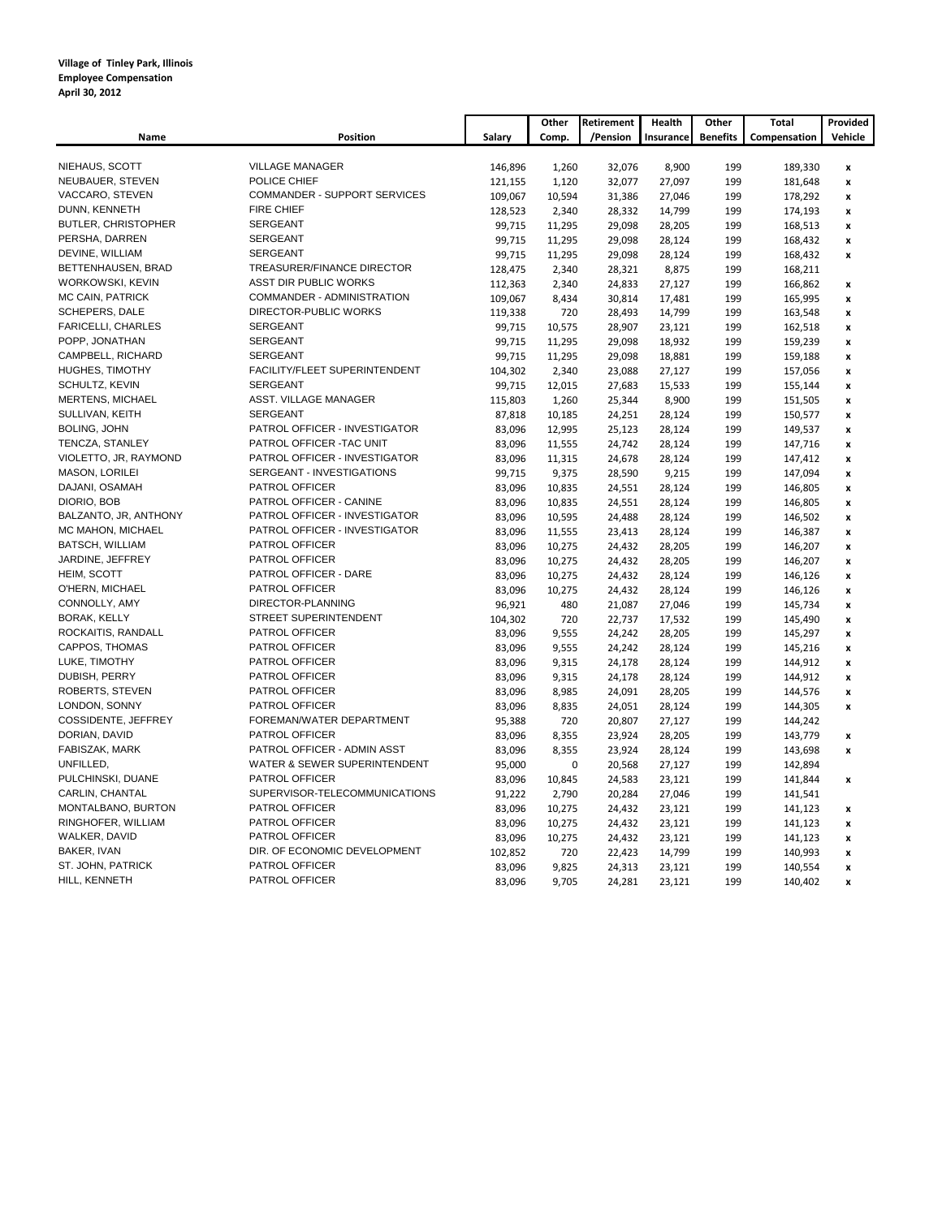**Village of Tinley Park, Illinois**
**Employee Compensation**
**April 30, 2012**

| Name | Position | Salary | Other Comp. | Retirement /Pension | Health Insurance | Other Benefits | Total Compensation | Provided Vehicle |
|---|---|---|---|---|---|---|---|---|
| NIEHAUS, SCOTT | VILLAGE MANAGER | 146,896 | 1,260 | 32,076 | 8,900 | 199 | 189,330 | x |
| NEUBAUER, STEVEN | POLICE CHIEF | 121,155 | 1,120 | 32,077 | 27,097 | 199 | 181,648 | x |
| VACCARO, STEVEN | COMMANDER - SUPPORT SERVICES | 109,067 | 10,594 | 31,386 | 27,046 | 199 | 178,292 | x |
| DUNN, KENNETH | FIRE CHIEF | 128,523 | 2,340 | 28,332 | 14,799 | 199 | 174,193 | x |
| BUTLER, CHRISTOPHER | SERGEANT | 99,715 | 11,295 | 29,098 | 28,205 | 199 | 168,513 | x |
| PERSHA, DARREN | SERGEANT | 99,715 | 11,295 | 29,098 | 28,124 | 199 | 168,432 | x |
| DEVINE, WILLIAM | SERGEANT | 99,715 | 11,295 | 29,098 | 28,124 | 199 | 168,432 | x |
| BETTENHAUSEN, BRAD | TREASURER/FINANCE DIRECTOR | 128,475 | 2,340 | 28,321 | 8,875 | 199 | 168,211 | |
| WORKOWSKI, KEVIN | ASST DIR PUBLIC WORKS | 112,363 | 2,340 | 24,833 | 27,127 | 199 | 166,862 | x |
| MC CAIN, PATRICK | COMMANDER - ADMINISTRATION | 109,067 | 8,434 | 30,814 | 17,481 | 199 | 165,995 | x |
| SCHEPERS, DALE | DIRECTOR-PUBLIC WORKS | 119,338 | 720 | 28,493 | 14,799 | 199 | 163,548 | x |
| FARICELLI, CHARLES | SERGEANT | 99,715 | 10,575 | 28,907 | 23,121 | 199 | 162,518 | x |
| POPP, JONATHAN | SERGEANT | 99,715 | 11,295 | 29,098 | 18,932 | 199 | 159,239 | x |
| CAMPBELL, RICHARD | SERGEANT | 99,715 | 11,295 | 29,098 | 18,881 | 199 | 159,188 | x |
| HUGHES, TIMOTHY | FACILITY/FLEET SUPERINTENDENT | 104,302 | 2,340 | 23,088 | 27,127 | 199 | 157,056 | x |
| SCHULTZ, KEVIN | SERGEANT | 99,715 | 12,015 | 27,683 | 15,533 | 199 | 155,144 | x |
| MERTENS, MICHAEL | ASST. VILLAGE MANAGER | 115,803 | 1,260 | 25,344 | 8,900 | 199 | 151,505 | x |
| SULLIVAN, KEITH | SERGEANT | 87,818 | 10,185 | 24,251 | 28,124 | 199 | 150,577 | x |
| BOLING, JOHN | PATROL OFFICER - INVESTIGATOR | 83,096 | 12,995 | 25,123 | 28,124 | 199 | 149,537 | x |
| TENCZA, STANLEY | PATROL OFFICER -TAC UNIT | 83,096 | 11,555 | 24,742 | 28,124 | 199 | 147,716 | x |
| VIOLETTO, JR, RAYMOND | PATROL OFFICER - INVESTIGATOR | 83,096 | 11,315 | 24,678 | 28,124 | 199 | 147,412 | x |
| MASON, LORILEI | SERGEANT - INVESTIGATIONS | 99,715 | 9,375 | 28,590 | 9,215 | 199 | 147,094 | x |
| DAJANI, OSAMAH | PATROL OFFICER | 83,096 | 10,835 | 24,551 | 28,124 | 199 | 146,805 | x |
| DIORIO, BOB | PATROL OFFICER - CANINE | 83,096 | 10,835 | 24,551 | 28,124 | 199 | 146,805 | x |
| BALZANTO, JR, ANTHONY | PATROL OFFICER - INVESTIGATOR | 83,096 | 10,595 | 24,488 | 28,124 | 199 | 146,502 | x |
| MC MAHON, MICHAEL | PATROL OFFICER - INVESTIGATOR | 83,096 | 11,555 | 23,413 | 28,124 | 199 | 146,387 | x |
| BATSCH, WILLIAM | PATROL OFFICER | 83,096 | 10,275 | 24,432 | 28,205 | 199 | 146,207 | x |
| JARDINE, JEFFREY | PATROL OFFICER | 83,096 | 10,275 | 24,432 | 28,205 | 199 | 146,207 | x |
| HEIM, SCOTT | PATROL OFFICER - DARE | 83,096 | 10,275 | 24,432 | 28,124 | 199 | 146,126 | x |
| O'HERN, MICHAEL | PATROL OFFICER | 83,096 | 10,275 | 24,432 | 28,124 | 199 | 146,126 | x |
| CONNOLLY, AMY | DIRECTOR-PLANNING | 96,921 | 480 | 21,087 | 27,046 | 199 | 145,734 | x |
| BORAK, KELLY | STREET SUPERINTENDENT | 104,302 | 720 | 22,737 | 17,532 | 199 | 145,490 | x |
| ROCKAITIS, RANDALL | PATROL OFFICER | 83,096 | 9,555 | 24,242 | 28,205 | 199 | 145,297 | x |
| CAPPOS, THOMAS | PATROL OFFICER | 83,096 | 9,555 | 24,242 | 28,124 | 199 | 145,216 | x |
| LUKE, TIMOTHY | PATROL OFFICER | 83,096 | 9,315 | 24,178 | 28,124 | 199 | 144,912 | x |
| DUBISH, PERRY | PATROL OFFICER | 83,096 | 9,315 | 24,178 | 28,124 | 199 | 144,912 | x |
| ROBERTS, STEVEN | PATROL OFFICER | 83,096 | 8,985 | 24,091 | 28,205 | 199 | 144,576 | x |
| LONDON, SONNY | PATROL OFFICER | 83,096 | 8,835 | 24,051 | 28,124 | 199 | 144,305 | x |
| COSSIDENTE, JEFFREY | FOREMAN/WATER DEPARTMENT | 95,388 | 720 | 20,807 | 27,127 | 199 | 144,242 | |
| DORIAN, DAVID | PATROL OFFICER | 83,096 | 8,355 | 23,924 | 28,205 | 199 | 143,779 | x |
| FABISZAK, MARK | PATROL OFFICER - ADMIN ASST | 83,096 | 8,355 | 23,924 | 28,124 | 199 | 143,698 | x |
| UNFILLED, | WATER & SEWER SUPERINTENDENT | 95,000 | 0 | 20,568 | 27,127 | 199 | 142,894 | |
| PULCHINSKI, DUANE | PATROL OFFICER | 83,096 | 10,845 | 24,583 | 23,121 | 199 | 141,844 | x |
| CARLIN, CHANTAL | SUPERVISOR-TELECOMMUNICATIONS | 91,222 | 2,790 | 20,284 | 27,046 | 199 | 141,541 | |
| MONTALBANO, BURTON | PATROL OFFICER | 83,096 | 10,275 | 24,432 | 23,121 | 199 | 141,123 | x |
| RINGHOFER, WILLIAM | PATROL OFFICER | 83,096 | 10,275 | 24,432 | 23,121 | 199 | 141,123 | x |
| WALKER, DAVID | PATROL OFFICER | 83,096 | 10,275 | 24,432 | 23,121 | 199 | 141,123 | x |
| BAKER, IVAN | DIR. OF ECONOMIC DEVELOPMENT | 102,852 | 720 | 22,423 | 14,799 | 199 | 140,993 | x |
| ST. JOHN, PATRICK | PATROL OFFICER | 83,096 | 9,825 | 24,313 | 23,121 | 199 | 140,554 | x |
| HILL, KENNETH | PATROL OFFICER | 83,096 | 9,705 | 24,281 | 23,121 | 199 | 140,402 | x |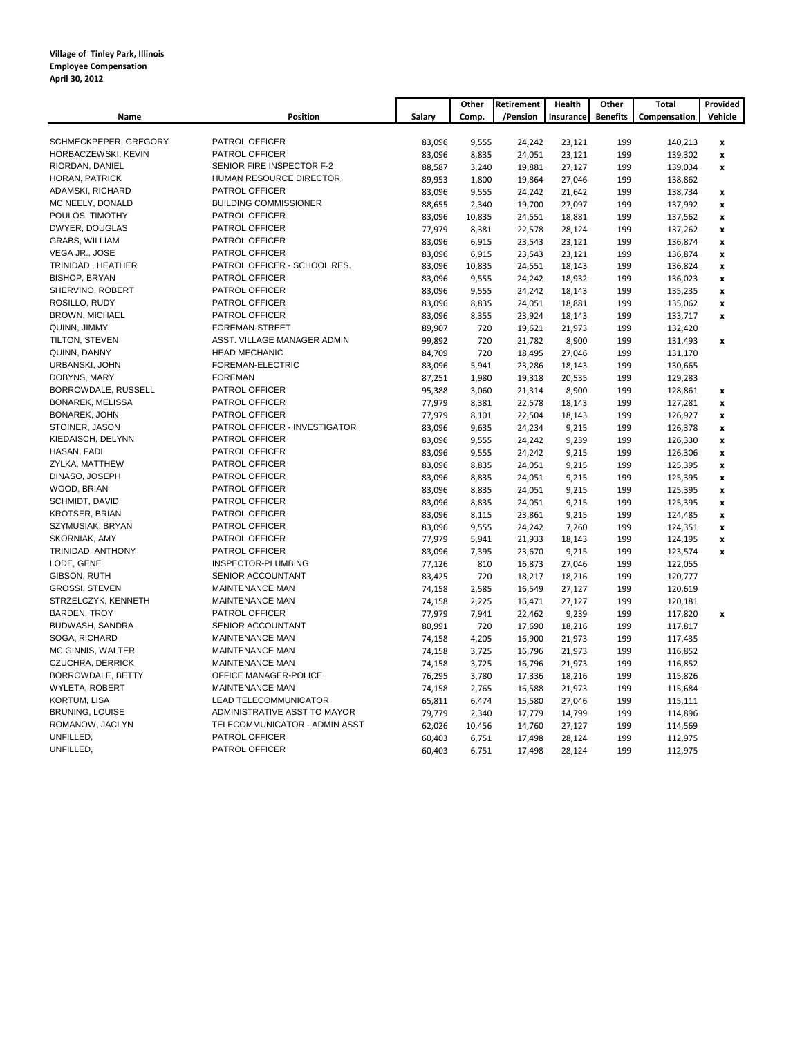**Village of Tinley Park, Illinois**
**Employee Compensation**
**April 30, 2012**

| Name | Position | Salary | Other Comp. | Retirement /Pension | Health Insurance | Other Benefits | Total Compensation | Provided Vehicle |
|---|---|---|---|---|---|---|---|---|
| SCHMECKPEPER, GREGORY | PATROL OFFICER | 83,096 | 9,555 | 24,242 | 23,121 | 199 | 140,213 | x |
| HORBACZEWSKI, KEVIN | PATROL OFFICER | 83,096 | 8,835 | 24,051 | 23,121 | 199 | 139,302 | x |
| RIORDAN, DANIEL | SENIOR FIRE INSPECTOR F-2 | 88,587 | 3,240 | 19,881 | 27,127 | 199 | 139,034 | x |
| HORAN, PATRICK | HUMAN RESOURCE DIRECTOR | 89,953 | 1,800 | 19,864 | 27,046 | 199 | 138,862 | |
| ADAMSKI, RICHARD | PATROL OFFICER | 83,096 | 9,555 | 24,242 | 21,642 | 199 | 138,734 | x |
| MC NEELY, DONALD | BUILDING COMMISSIONER | 88,655 | 2,340 | 19,700 | 27,097 | 199 | 137,992 | x |
| POULOS, TIMOTHY | PATROL OFFICER | 83,096 | 10,835 | 24,551 | 18,881 | 199 | 137,562 | x |
| DWYER, DOUGLAS | PATROL OFFICER | 77,979 | 8,381 | 22,578 | 28,124 | 199 | 137,262 | x |
| GRABS, WILLIAM | PATROL OFFICER | 83,096 | 6,915 | 23,543 | 23,121 | 199 | 136,874 | x |
| VEGA JR., JOSE | PATROL OFFICER | 83,096 | 6,915 | 23,543 | 23,121 | 199 | 136,874 | x |
| TRINIDAD , HEATHER | PATROL OFFICER - SCHOOL RES. | 83,096 | 10,835 | 24,551 | 18,143 | 199 | 136,824 | x |
| BISHOP, BRYAN | PATROL OFFICER | 83,096 | 9,555 | 24,242 | 18,932 | 199 | 136,023 | x |
| SHERVINO, ROBERT | PATROL OFFICER | 83,096 | 9,555 | 24,242 | 18,143 | 199 | 135,235 | x |
| ROSILLO, RUDY | PATROL OFFICER | 83,096 | 8,835 | 24,051 | 18,881 | 199 | 135,062 | x |
| BROWN, MICHAEL | PATROL OFFICER | 83,096 | 8,355 | 23,924 | 18,143 | 199 | 133,717 | x |
| QUINN, JIMMY | FOREMAN-STREET | 89,907 | 720 | 19,621 | 21,973 | 199 | 132,420 | |
| TILTON, STEVEN | ASST. VILLAGE MANAGER ADMIN | 99,892 | 720 | 21,782 | 8,900 | 199 | 131,493 | x |
| QUINN, DANNY | HEAD MECHANIC | 84,709 | 720 | 18,495 | 27,046 | 199 | 131,170 | |
| URBANSKI, JOHN | FOREMAN-ELECTRIC | 83,096 | 5,941 | 23,286 | 18,143 | 199 | 130,665 | |
| DOBYNS, MARY | FOREMAN | 87,251 | 1,980 | 19,318 | 20,535 | 199 | 129,283 | |
| BORROWDALE, RUSSELL | PATROL OFFICER | 95,388 | 3,060 | 21,314 | 8,900 | 199 | 128,861 | x |
| BONAREK, MELISSA | PATROL OFFICER | 77,979 | 8,381 | 22,578 | 18,143 | 199 | 127,281 | x |
| BONAREK, JOHN | PATROL OFFICER | 77,979 | 8,101 | 22,504 | 18,143 | 199 | 126,927 | x |
| STOINER, JASON | PATROL OFFICER - INVESTIGATOR | 83,096 | 9,635 | 24,234 | 9,215 | 199 | 126,378 | x |
| KIEDAISCH, DELYNN | PATROL OFFICER | 83,096 | 9,555 | 24,242 | 9,239 | 199 | 126,330 | x |
| HASAN, FADI | PATROL OFFICER | 83,096 | 9,555 | 24,242 | 9,215 | 199 | 126,306 | x |
| ZYLKA, MATTHEW | PATROL OFFICER | 83,096 | 8,835 | 24,051 | 9,215 | 199 | 125,395 | x |
| DINASO, JOSEPH | PATROL OFFICER | 83,096 | 8,835 | 24,051 | 9,215 | 199 | 125,395 | x |
| WOOD, BRIAN | PATROL OFFICER | 83,096 | 8,835 | 24,051 | 9,215 | 199 | 125,395 | x |
| SCHMIDT, DAVID | PATROL OFFICER | 83,096 | 8,835 | 24,051 | 9,215 | 199 | 125,395 | x |
| KROTSER, BRIAN | PATROL OFFICER | 83,096 | 8,115 | 23,861 | 9,215 | 199 | 124,485 | x |
| SZYMUSIAK, BRYAN | PATROL OFFICER | 83,096 | 9,555 | 24,242 | 7,260 | 199 | 124,351 | x |
| SKORNIAK, AMY | PATROL OFFICER | 77,979 | 5,941 | 21,933 | 18,143 | 199 | 124,195 | x |
| TRINIDAD, ANTHONY | PATROL OFFICER | 83,096 | 7,395 | 23,670 | 9,215 | 199 | 123,574 | x |
| LODE, GENE | INSPECTOR-PLUMBING | 77,126 | 810 | 16,873 | 27,046 | 199 | 122,055 | |
| GIBSON, RUTH | SENIOR ACCOUNTANT | 83,425 | 720 | 18,217 | 18,216 | 199 | 120,777 | |
| GROSSI, STEVEN | MAINTENANCE MAN | 74,158 | 2,585 | 16,549 | 27,127 | 199 | 120,619 | |
| STRZELCZYK, KENNETH | MAINTENANCE MAN | 74,158 | 2,225 | 16,471 | 27,127 | 199 | 120,181 | |
| BARDEN, TROY | PATROL OFFICER | 77,979 | 7,941 | 22,462 | 9,239 | 199 | 117,820 | x |
| BUDWASH, SANDRA | SENIOR ACCOUNTANT | 80,991 | 720 | 17,690 | 18,216 | 199 | 117,817 | |
| SOGA, RICHARD | MAINTENANCE MAN | 74,158 | 4,205 | 16,900 | 21,973 | 199 | 117,435 | |
| MC GINNIS, WALTER | MAINTENANCE MAN | 74,158 | 3,725 | 16,796 | 21,973 | 199 | 116,852 | |
| CZUCHRA, DERRICK | MAINTENANCE MAN | 74,158 | 3,725 | 16,796 | 21,973 | 199 | 116,852 | |
| BORROWDALE, BETTY | OFFICE MANAGER-POLICE | 76,295 | 3,780 | 17,336 | 18,216 | 199 | 115,826 | |
| WYLETA, ROBERT | MAINTENANCE MAN | 74,158 | 2,765 | 16,588 | 21,973 | 199 | 115,684 | |
| KORTUM, LISA | LEAD TELECOMMUNICATOR | 65,811 | 6,474 | 15,580 | 27,046 | 199 | 115,111 | |
| BRUNING, LOUISE | ADMINISTRATIVE ASST TO MAYOR | 79,779 | 2,340 | 17,779 | 14,799 | 199 | 114,896 | |
| ROMANOW, JACLYN | TELECOMMUNICATOR - ADMIN ASST | 62,026 | 10,456 | 14,760 | 27,127 | 199 | 114,569 | |
| UNFILLED, | PATROL OFFICER | 60,403 | 6,751 | 17,498 | 28,124 | 199 | 112,975 | |
| UNFILLED, | PATROL OFFICER | 60,403 | 6,751 | 17,498 | 28,124 | 199 | 112,975 | |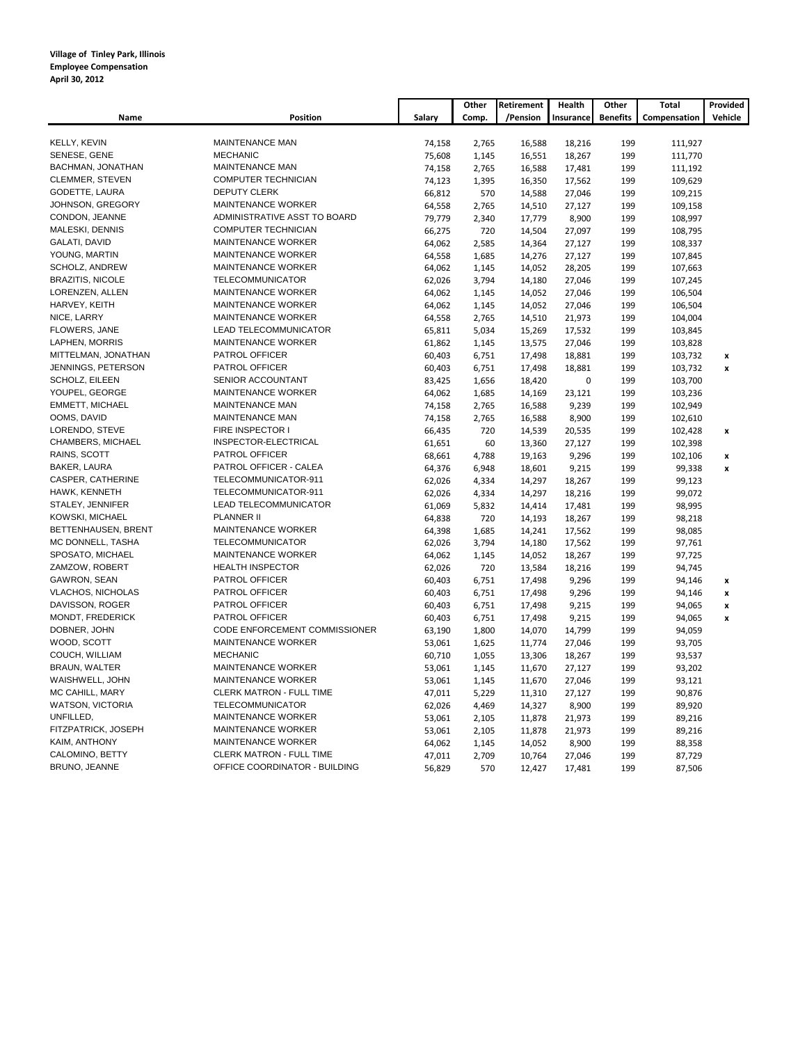**Village of Tinley Park, Illinois**
**Employee Compensation**
**April 30, 2012**

| Name | Position | Salary | Other Comp. | Retirement /Pension | Health Insurance | Other Benefits | Total Compensation | Provided Vehicle |
|---|---|---|---|---|---|---|---|---|
| KELLY, KEVIN | MAINTENANCE MAN | 74,158 | 2,765 | 16,588 | 18,216 | 199 | 111,927 | |
| SENESE, GENE | MECHANIC | 75,608 | 1,145 | 16,551 | 18,267 | 199 | 111,770 | |
| BACHMAN, JONATHAN | MAINTENANCE MAN | 74,158 | 2,765 | 16,588 | 17,481 | 199 | 111,192 | |
| CLEMMER, STEVEN | COMPUTER TECHNICIAN | 74,123 | 1,395 | 16,350 | 17,562 | 199 | 109,629 | |
| GODETTE, LAURA | DEPUTY CLERK | 66,812 | 570 | 14,588 | 27,046 | 199 | 109,215 | |
| JOHNSON, GREGORY | MAINTENANCE WORKER | 64,558 | 2,765 | 14,510 | 27,127 | 199 | 109,158 | |
| CONDON, JEANNE | ADMINISTRATIVE ASST TO BOARD | 79,779 | 2,340 | 17,779 | 8,900 | 199 | 108,997 | |
| MALESKI, DENNIS | COMPUTER TECHNICIAN | 66,275 | 720 | 14,504 | 27,097 | 199 | 108,795 | |
| GALATI, DAVID | MAINTENANCE WORKER | 64,062 | 2,585 | 14,364 | 27,127 | 199 | 108,337 | |
| YOUNG, MARTIN | MAINTENANCE WORKER | 64,558 | 1,685 | 14,276 | 27,127 | 199 | 107,845 | |
| SCHOLZ, ANDREW | MAINTENANCE WORKER | 64,062 | 1,145 | 14,052 | 28,205 | 199 | 107,663 | |
| BRAZITIS, NICOLE | TELECOMMUNICATOR | 62,026 | 3,794 | 14,180 | 27,046 | 199 | 107,245 | |
| LORENZEN, ALLEN | MAINTENANCE WORKER | 64,062 | 1,145 | 14,052 | 27,046 | 199 | 106,504 | |
| HARVEY, KEITH | MAINTENANCE WORKER | 64,062 | 1,145 | 14,052 | 27,046 | 199 | 106,504 | |
| NICE, LARRY | MAINTENANCE WORKER | 64,558 | 2,765 | 14,510 | 21,973 | 199 | 104,004 | |
| FLOWERS, JANE | LEAD TELECOMMUNICATOR | 65,811 | 5,034 | 15,269 | 17,532 | 199 | 103,845 | |
| LAPHEN, MORRIS | MAINTENANCE WORKER | 61,862 | 1,145 | 13,575 | 27,046 | 199 | 103,828 | |
| MITTELMAN, JONATHAN | PATROL OFFICER | 60,403 | 6,751 | 17,498 | 18,881 | 199 | 103,732 | x |
| JENNINGS, PETERSON | PATROL OFFICER | 60,403 | 6,751 | 17,498 | 18,881 | 199 | 103,732 | x |
| SCHOLZ, EILEEN | SENIOR ACCOUNTANT | 83,425 | 1,656 | 18,420 | 0 | 199 | 103,700 | |
| YOUPEL, GEORGE | MAINTENANCE WORKER | 64,062 | 1,685 | 14,169 | 23,121 | 199 | 103,236 | |
| EMMETT, MICHAEL | MAINTENANCE MAN | 74,158 | 2,765 | 16,588 | 9,239 | 199 | 102,949 | |
| OOMS, DAVID | MAINTENANCE MAN | 74,158 | 2,765 | 16,588 | 8,900 | 199 | 102,610 | |
| LORENDO, STEVE | FIRE INSPECTOR I | 66,435 | 720 | 14,539 | 20,535 | 199 | 102,428 | x |
| CHAMBERS, MICHAEL | INSPECTOR-ELECTRICAL | 61,651 | 60 | 13,360 | 27,127 | 199 | 102,398 | |
| RAINS, SCOTT | PATROL OFFICER | 68,661 | 4,788 | 19,163 | 9,296 | 199 | 102,106 | x |
| BAKER, LAURA | PATROL OFFICER - CALEA | 64,376 | 6,948 | 18,601 | 9,215 | 199 | 99,338 | x |
| CASPER, CATHERINE | TELECOMMUNICATOR-911 | 62,026 | 4,334 | 14,297 | 18,267 | 199 | 99,123 | |
| HAWK, KENNETH | TELECOMMUNICATOR-911 | 62,026 | 4,334 | 14,297 | 18,216 | 199 | 99,072 | |
| STALEY, JENNIFER | LEAD TELECOMMUNICATOR | 61,069 | 5,832 | 14,414 | 17,481 | 199 | 98,995 | |
| KOWSKI, MICHAEL | PLANNER II | 64,838 | 720 | 14,193 | 18,267 | 199 | 98,218 | |
| BETTENHAUSEN, BRENT | MAINTENANCE WORKER | 64,398 | 1,685 | 14,241 | 17,562 | 199 | 98,085 | |
| MC DONNELL, TASHA | TELECOMMUNICATOR | 62,026 | 3,794 | 14,180 | 17,562 | 199 | 97,761 | |
| SPOSATO, MICHAEL | MAINTENANCE WORKER | 64,062 | 1,145 | 14,052 | 18,267 | 199 | 97,725 | |
| ZAMZOW, ROBERT | HEALTH INSPECTOR | 62,026 | 720 | 13,584 | 18,216 | 199 | 94,745 | |
| GAWRON, SEAN | PATROL OFFICER | 60,403 | 6,751 | 17,498 | 9,296 | 199 | 94,146 | x |
| VLACHOS, NICHOLAS | PATROL OFFICER | 60,403 | 6,751 | 17,498 | 9,296 | 199 | 94,146 | x |
| DAVISSON, ROGER | PATROL OFFICER | 60,403 | 6,751 | 17,498 | 9,215 | 199 | 94,065 | x |
| MONDT, FREDERICK | PATROL OFFICER | 60,403 | 6,751 | 17,498 | 9,215 | 199 | 94,065 | x |
| DOBNER, JOHN | CODE ENFORCEMENT COMMISSIONER | 63,190 | 1,800 | 14,070 | 14,799 | 199 | 94,059 | |
| WOOD, SCOTT | MAINTENANCE WORKER | 53,061 | 1,625 | 11,774 | 27,046 | 199 | 93,705 | |
| COUCH, WILLIAM | MECHANIC | 60,710 | 1,055 | 13,306 | 18,267 | 199 | 93,537 | |
| BRAUN, WALTER | MAINTENANCE WORKER | 53,061 | 1,145 | 11,670 | 27,127 | 199 | 93,202 | |
| WAISHWELL, JOHN | MAINTENANCE WORKER | 53,061 | 1,145 | 11,670 | 27,046 | 199 | 93,121 | |
| MC CAHILL, MARY | CLERK MATRON - FULL TIME | 47,011 | 5,229 | 11,310 | 27,127 | 199 | 90,876 | |
| WATSON, VICTORIA | TELECOMMUNICATOR | 62,026 | 4,469 | 14,327 | 8,900 | 199 | 89,920 | |
| UNFILLED, | MAINTENANCE WORKER | 53,061 | 2,105 | 11,878 | 21,973 | 199 | 89,216 | |
| FITZPATRICK, JOSEPH | MAINTENANCE WORKER | 53,061 | 2,105 | 11,878 | 21,973 | 199 | 89,216 | |
| KAIM, ANTHONY | MAINTENANCE WORKER | 64,062 | 1,145 | 14,052 | 8,900 | 199 | 88,358 | |
| CALOMINO, BETTY | CLERK MATRON - FULL TIME | 47,011 | 2,709 | 10,764 | 27,046 | 199 | 87,729 | |
| BRUNO, JEANNE | OFFICE COORDINATOR - BUILDING | 56,829 | 570 | 12,427 | 17,481 | 199 | 87,506 | |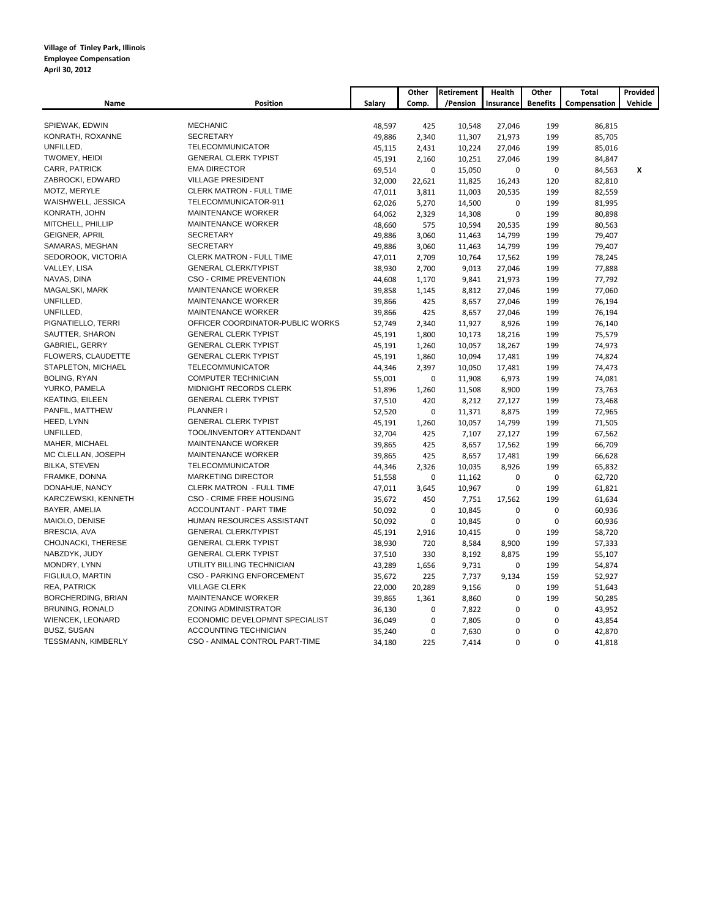**Village of Tinley Park, Illinois**
**Employee Compensation**
**April 30, 2012**

| Name | Position | Salary | Other Comp. | Retirement /Pension | Health Insurance | Other Benefits | Total Compensation | Provided Vehicle |
|---|---|---|---|---|---|---|---|---|
| SPIEWAK, EDWIN | MECHANIC | 48,597 | 425 | 10,548 | 27,046 | 199 | 86,815 | |
| KONRATH, ROXANNE | SECRETARY | 49,886 | 2,340 | 11,307 | 21,973 | 199 | 85,705 | |
| UNFILLED, | TELECOMMUNICATOR | 45,115 | 2,431 | 10,224 | 27,046 | 199 | 85,016 | |
| TWOMEY, HEIDI | GENERAL CLERK TYPIST | 45,191 | 2,160 | 10,251 | 27,046 | 199 | 84,847 | |
| CARR, PATRICK | EMA DIRECTOR | 69,514 | 0 | 15,050 | 0 | 0 | 84,563 | X |
| ZABROCKI, EDWARD | VILLAGE PRESIDENT | 32,000 | 22,621 | 11,825 | 16,243 | 120 | 82,810 | |
| MOTZ, MERYLE | CLERK MATRON - FULL TIME | 47,011 | 3,811 | 11,003 | 20,535 | 199 | 82,559 | |
| WAISHWELL, JESSICA | TELECOMMUNICATOR-911 | 62,026 | 5,270 | 14,500 | 0 | 199 | 81,995 | |
| KONRATH, JOHN | MAINTENANCE WORKER | 64,062 | 2,329 | 14,308 | 0 | 199 | 80,898 | |
| MITCHELL, PHILLIP | MAINTENANCE WORKER | 48,660 | 575 | 10,594 | 20,535 | 199 | 80,563 | |
| GEIGNER, APRIL | SECRETARY | 49,886 | 3,060 | 11,463 | 14,799 | 199 | 79,407 | |
| SAMARAS, MEGHAN | SECRETARY | 49,886 | 3,060 | 11,463 | 14,799 | 199 | 79,407 | |
| SEDOROOK, VICTORIA | CLERK MATRON - FULL TIME | 47,011 | 2,709 | 10,764 | 17,562 | 199 | 78,245 | |
| VALLEY, LISA | GENERAL CLERK/TYPIST | 38,930 | 2,700 | 9,013 | 27,046 | 199 | 77,888 | |
| NAVAS, DINA | CSO - CRIME PREVENTION | 44,608 | 1,170 | 9,841 | 21,973 | 199 | 77,792 | |
| MAGALSKI, MARK | MAINTENANCE WORKER | 39,858 | 1,145 | 8,812 | 27,046 | 199 | 77,060 | |
| UNFILLED, | MAINTENANCE WORKER | 39,866 | 425 | 8,657 | 27,046 | 199 | 76,194 | |
| UNFILLED, | MAINTENANCE WORKER | 39,866 | 425 | 8,657 | 27,046 | 199 | 76,194 | |
| PIGNATIELLO, TERRI | OFFICER COORDINATOR-PUBLIC WORKS | 52,749 | 2,340 | 11,927 | 8,926 | 199 | 76,140 | |
| SAUTTER, SHARON | GENERAL CLERK TYPIST | 45,191 | 1,800 | 10,173 | 18,216 | 199 | 75,579 | |
| GABRIEL, GERRY | GENERAL CLERK TYPIST | 45,191 | 1,260 | 10,057 | 18,267 | 199 | 74,973 | |
| FLOWERS, CLAUDETTE | GENERAL CLERK TYPIST | 45,191 | 1,860 | 10,094 | 17,481 | 199 | 74,824 | |
| STAPLETON, MICHAEL | TELECOMMUNICATOR | 44,346 | 2,397 | 10,050 | 17,481 | 199 | 74,473 | |
| BOLING, RYAN | COMPUTER TECHNICIAN | 55,001 | 0 | 11,908 | 6,973 | 199 | 74,081 | |
| YURKO, PAMELA | MIDNIGHT RECORDS CLERK | 51,896 | 1,260 | 11,508 | 8,900 | 199 | 73,763 | |
| KEATING, EILEEN | GENERAL CLERK TYPIST | 37,510 | 420 | 8,212 | 27,127 | 199 | 73,468 | |
| PANFIL, MATTHEW | PLANNER I | 52,520 | 0 | 11,371 | 8,875 | 199 | 72,965 | |
| HEED, LYNN | GENERAL CLERK TYPIST | 45,191 | 1,260 | 10,057 | 14,799 | 199 | 71,505 | |
| UNFILLED, | TOOL/INVENTORY ATTENDANT | 32,704 | 425 | 7,107 | 27,127 | 199 | 67,562 | |
| MAHER, MICHAEL | MAINTENANCE WORKER | 39,865 | 425 | 8,657 | 17,562 | 199 | 66,709 | |
| MC CLELLAN, JOSEPH | MAINTENANCE WORKER | 39,865 | 425 | 8,657 | 17,481 | 199 | 66,628 | |
| BILKA, STEVEN | TELECOMMUNICATOR | 44,346 | 2,326 | 10,035 | 8,926 | 199 | 65,832 | |
| FRAMKE, DONNA | MARKETING DIRECTOR | 51,558 | 0 | 11,162 | 0 | 0 | 62,720 | |
| DONAHUE, NANCY | CLERK MATRON - FULL TIME | 47,011 | 3,645 | 10,967 | 0 | 199 | 61,821 | |
| KARCZEWSKI, KENNETH | CSO - CRIME FREE HOUSING | 35,672 | 450 | 7,751 | 17,562 | 199 | 61,634 | |
| BAYER, AMELIA | ACCOUNTANT - PART TIME | 50,092 | 0 | 10,845 | 0 | 0 | 60,936 | |
| MAIOLO, DENISE | HUMAN RESOURCES ASSISTANT | 50,092 | 0 | 10,845 | 0 | 0 | 60,936 | |
| BRESCIA, AVA | GENERAL CLERK/TYPIST | 45,191 | 2,916 | 10,415 | 0 | 199 | 58,720 | |
| CHOJNACKI, THERESE | GENERAL CLERK TYPIST | 38,930 | 720 | 8,584 | 8,900 | 199 | 57,333 | |
| NABZDYK, JUDY | GENERAL CLERK TYPIST | 37,510 | 330 | 8,192 | 8,875 | 199 | 55,107 | |
| MONDRY, LYNN | UTILITY BILLING TECHNICIAN | 43,289 | 1,656 | 9,731 | 0 | 199 | 54,874 | |
| FIGLIULO, MARTIN | CSO - PARKING ENFORCEMENT | 35,672 | 225 | 7,737 | 9,134 | 159 | 52,927 | |
| REA, PATRICK | VILLAGE CLERK | 22,000 | 20,289 | 9,156 | 0 | 199 | 51,643 | |
| BORCHERDING, BRIAN | MAINTENANCE WORKER | 39,865 | 1,361 | 8,860 | 0 | 199 | 50,285 | |
| BRUNING, RONALD | ZONING ADMINISTRATOR | 36,130 | 0 | 7,822 | 0 | 0 | 43,952 | |
| WIENCEK, LEONARD | ECONOMIC DEVELOPMNT SPECIALIST | 36,049 | 0 | 7,805 | 0 | 0 | 43,854 | |
| BUSZ, SUSAN | ACCOUNTING TECHNICIAN | 35,240 | 0 | 7,630 | 0 | 0 | 42,870 | |
| TESSMANN, KIMBERLY | CSO - ANIMAL CONTROL PART-TIME | 34,180 | 225 | 7,414 | 0 | 0 | 41,818 | |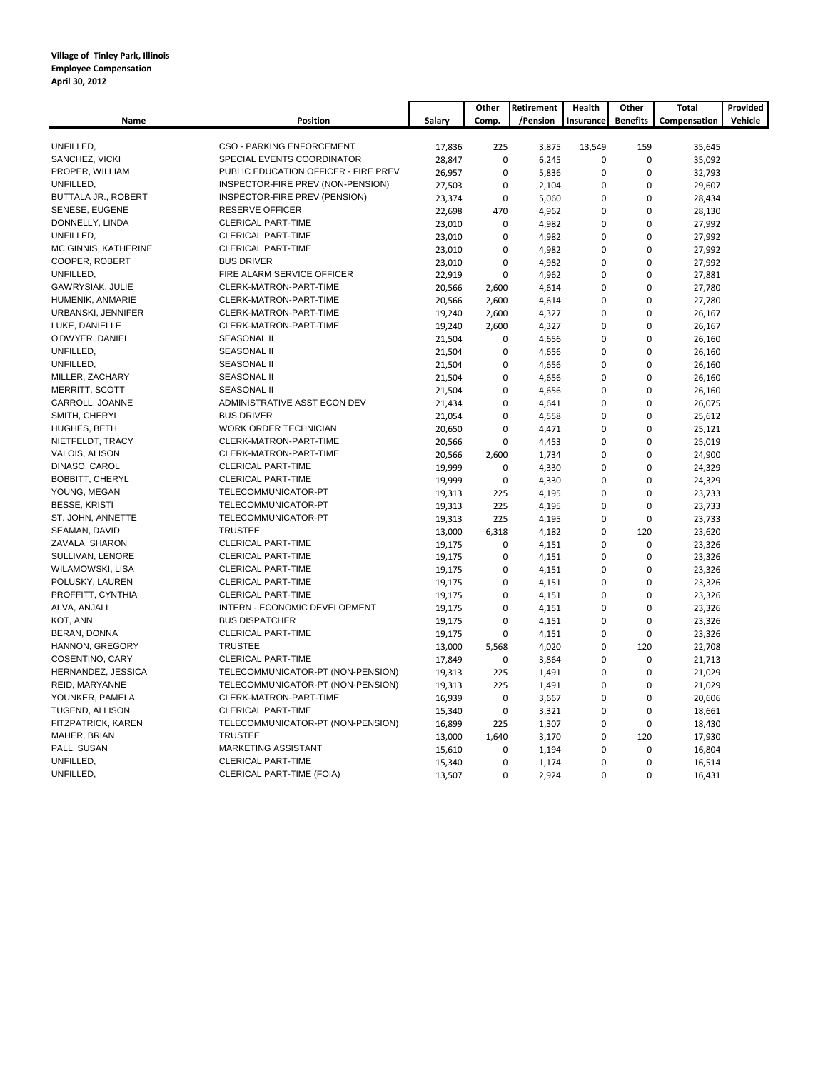**Village of Tinley Park, Illinois**
**Employee Compensation**
**April 30, 2012**

| Name | Position | Salary | Other Comp. | Retirement /Pension | Health Insurance | Other Benefits | Total Compensation | Provided Vehicle |
|---|---|---|---|---|---|---|---|---|
| UNFILLED, | CSO - PARKING ENFORCEMENT | 17,836 | 225 | 3,875 | 13,549 | 159 | 35,645 | |
| SANCHEZ, VICKI | SPECIAL EVENTS COORDINATOR | 28,847 | 0 | 6,245 | 0 | 0 | 35,092 | |
| PROPER, WILLIAM | PUBLIC EDUCATION OFFICER - FIRE PREV | 26,957 | 0 | 5,836 | 0 | 0 | 32,793 | |
| UNFILLED, | INSPECTOR-FIRE PREV (NON-PENSION) | 27,503 | 0 | 2,104 | 0 | 0 | 29,607 | |
| BUTTALA JR., ROBERT | INSPECTOR-FIRE PREV (PENSION) | 23,374 | 0 | 5,060 | 0 | 0 | 28,434 | |
| SENESE, EUGENE | RESERVE OFFICER | 22,698 | 470 | 4,962 | 0 | 0 | 28,130 | |
| DONNELLY, LINDA | CLERICAL PART-TIME | 23,010 | 0 | 4,982 | 0 | 0 | 27,992 | |
| UNFILLED, | CLERICAL PART-TIME | 23,010 | 0 | 4,982 | 0 | 0 | 27,992 | |
| MC GINNIS, KATHERINE | CLERICAL PART-TIME | 23,010 | 0 | 4,982 | 0 | 0 | 27,992 | |
| COOPER, ROBERT | BUS DRIVER | 23,010 | 0 | 4,982 | 0 | 0 | 27,992 | |
| UNFILLED, | FIRE ALARM SERVICE OFFICER | 22,919 | 0 | 4,962 | 0 | 0 | 27,881 | |
| GAWRYSIAK, JULIE | CLERK-MATRON-PART-TIME | 20,566 | 2,600 | 4,614 | 0 | 0 | 27,780 | |
| HUMENIK, ANMARIE | CLERK-MATRON-PART-TIME | 20,566 | 2,600 | 4,614 | 0 | 0 | 27,780 | |
| URBANSKI, JENNIFER | CLERK-MATRON-PART-TIME | 19,240 | 2,600 | 4,327 | 0 | 0 | 26,167 | |
| LUKE, DANIELLE | CLERK-MATRON-PART-TIME | 19,240 | 2,600 | 4,327 | 0 | 0 | 26,167 | |
| O'DWYER, DANIEL | SEASONAL II | 21,504 | 0 | 4,656 | 0 | 0 | 26,160 | |
| UNFILLED, | SEASONAL II | 21,504 | 0 | 4,656 | 0 | 0 | 26,160 | |
| UNFILLED, | SEASONAL II | 21,504 | 0 | 4,656 | 0 | 0 | 26,160 | |
| MILLER, ZACHARY | SEASONAL II | 21,504 | 0 | 4,656 | 0 | 0 | 26,160 | |
| MERRITT, SCOTT | SEASONAL II | 21,504 | 0 | 4,656 | 0 | 0 | 26,160 | |
| CARROLL, JOANNE | ADMINISTRATIVE ASST ECON DEV | 21,434 | 0 | 4,641 | 0 | 0 | 26,075 | |
| SMITH, CHERYL | BUS DRIVER | 21,054 | 0 | 4,558 | 0 | 0 | 25,612 | |
| HUGHES, BETH | WORK ORDER TECHNICIAN | 20,650 | 0 | 4,471 | 0 | 0 | 25,121 | |
| NIETFELDT, TRACY | CLERK-MATRON-PART-TIME | 20,566 | 0 | 4,453 | 0 | 0 | 25,019 | |
| VALOIS, ALISON | CLERK-MATRON-PART-TIME | 20,566 | 2,600 | 1,734 | 0 | 0 | 24,900 | |
| DINASO, CAROL | CLERICAL PART-TIME | 19,999 | 0 | 4,330 | 0 | 0 | 24,329 | |
| BOBBITT, CHERYL | CLERICAL PART-TIME | 19,999 | 0 | 4,330 | 0 | 0 | 24,329 | |
| YOUNG, MEGAN | TELECOMMUNICATOR-PT | 19,313 | 225 | 4,195 | 0 | 0 | 23,733 | |
| BESSE, KRISTI | TELECOMMUNICATOR-PT | 19,313 | 225 | 4,195 | 0 | 0 | 23,733 | |
| ST. JOHN, ANNETTE | TELECOMMUNICATOR-PT | 19,313 | 225 | 4,195 | 0 | 0 | 23,733 | |
| SEAMAN, DAVID | TRUSTEE | 13,000 | 6,318 | 4,182 | 0 | 120 | 23,620 | |
| ZAVALA, SHARON | CLERICAL PART-TIME | 19,175 | 0 | 4,151 | 0 | 0 | 23,326 | |
| SULLIVAN, LENORE | CLERICAL PART-TIME | 19,175 | 0 | 4,151 | 0 | 0 | 23,326 | |
| WILAMOWSKI, LISA | CLERICAL PART-TIME | 19,175 | 0 | 4,151 | 0 | 0 | 23,326 | |
| POLUSKY, LAUREN | CLERICAL PART-TIME | 19,175 | 0 | 4,151 | 0 | 0 | 23,326 | |
| PROFFITT, CYNTHIA | CLERICAL PART-TIME | 19,175 | 0 | 4,151 | 0 | 0 | 23,326 | |
| ALVA, ANJALI | INTERN - ECONOMIC DEVELOPMENT | 19,175 | 0 | 4,151 | 0 | 0 | 23,326 | |
| KOT, ANN | BUS DISPATCHER | 19,175 | 0 | 4,151 | 0 | 0 | 23,326 | |
| BERAN, DONNA | CLERICAL PART-TIME | 19,175 | 0 | 4,151 | 0 | 0 | 23,326 | |
| HANNON, GREGORY | TRUSTEE | 13,000 | 5,568 | 4,020 | 0 | 120 | 22,708 | |
| COSENTINO, CARY | CLERICAL PART-TIME | 17,849 | 0 | 3,864 | 0 | 0 | 21,713 | |
| HERNANDEZ, JESSICA | TELECOMMUNICATOR-PT (NON-PENSION) | 19,313 | 225 | 1,491 | 0 | 0 | 21,029 | |
| REID, MARYANNE | TELECOMMUNICATOR-PT (NON-PENSION) | 19,313 | 225 | 1,491 | 0 | 0 | 21,029 | |
| YOUNKER, PAMELA | CLERK-MATRON-PART-TIME | 16,939 | 0 | 3,667 | 0 | 0 | 20,606 | |
| TUGEND, ALLISON | CLERICAL PART-TIME | 15,340 | 0 | 3,321 | 0 | 0 | 18,661 | |
| FITZPATRICK, KAREN | TELECOMMUNICATOR-PT (NON-PENSION) | 16,899 | 225 | 1,307 | 0 | 0 | 18,430 | |
| MAHER, BRIAN | TRUSTEE | 13,000 | 1,640 | 3,170 | 0 | 120 | 17,930 | |
| PALL, SUSAN | MARKETING ASSISTANT | 15,610 | 0 | 1,194 | 0 | 0 | 16,804 | |
| UNFILLED, | CLERICAL PART-TIME | 15,340 | 0 | 1,174 | 0 | 0 | 16,514 | |
| UNFILLED, | CLERICAL PART-TIME (FOIA) | 13,507 | 0 | 2,924 | 0 | 0 | 16,431 | |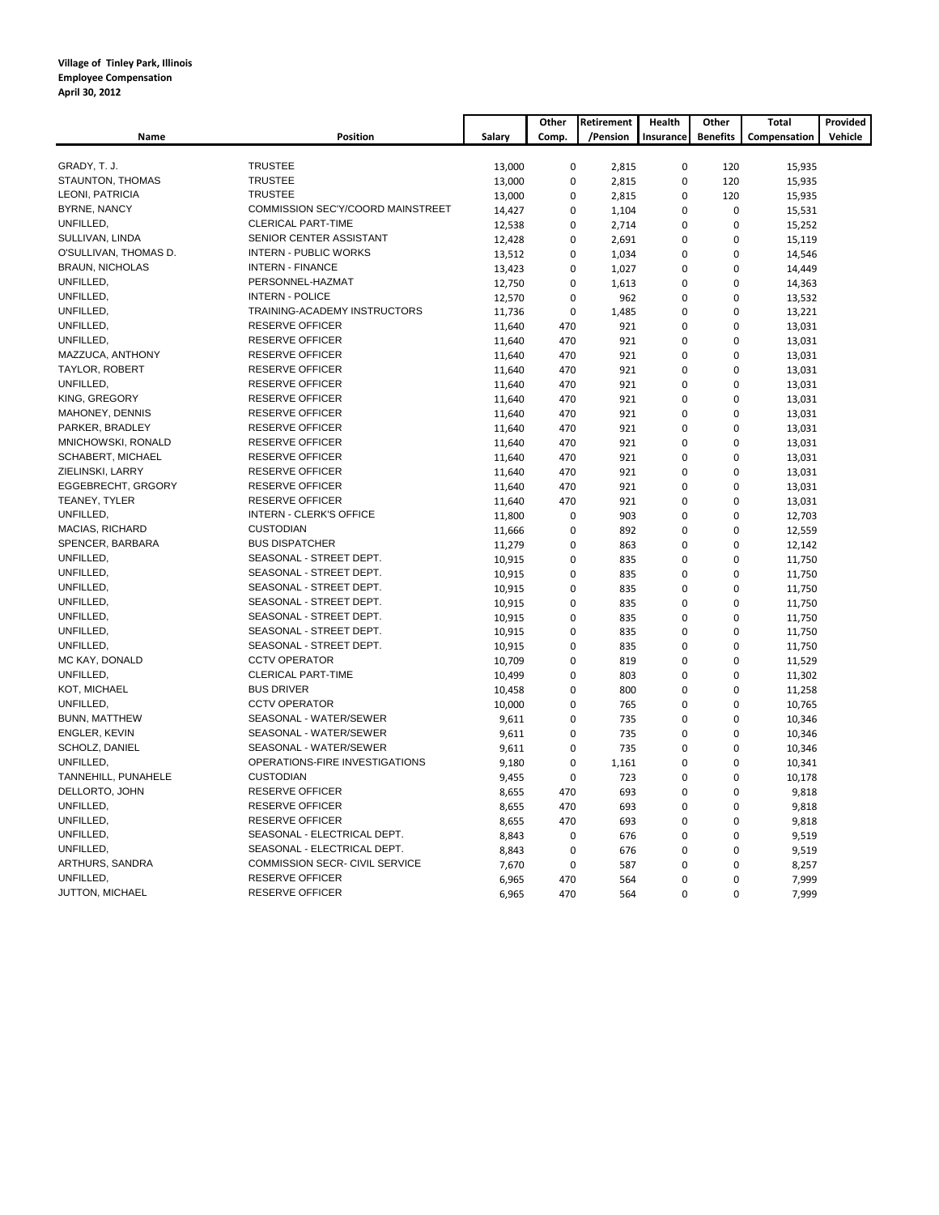**Village of Tinley Park, Illinois**
**Employee Compensation**
**April 30, 2012**

| Name | Position | Salary | Other Comp. | Retirement /Pension | Health Insurance | Other Benefits | Total Compensation | Provided Vehicle |
|---|---|---|---|---|---|---|---|---|
| GRADY, T. J. | TRUSTEE | 13,000 | 0 | 2,815 | 0 | 120 | 15,935 | |
| STAUNTON, THOMAS | TRUSTEE | 13,000 | 0 | 2,815 | 0 | 120 | 15,935 | |
| LEONI, PATRICIA | TRUSTEE | 13,000 | 0 | 2,815 | 0 | 120 | 15,935 | |
| BYRNE, NANCY | COMMISSION SEC'Y/COORD MAINSTREET | 14,427 | 0 | 1,104 | 0 | 0 | 15,531 | |
| UNFILLED, | CLERICAL PART-TIME | 12,538 | 0 | 2,714 | 0 | 0 | 15,252 | |
| SULLIVAN, LINDA | SENIOR CENTER ASSISTANT | 12,428 | 0 | 2,691 | 0 | 0 | 15,119 | |
| O'SULLIVAN, THOMAS D. | INTERN - PUBLIC WORKS | 13,512 | 0 | 1,034 | 0 | 0 | 14,546 | |
| BRAUN, NICHOLAS | INTERN - FINANCE | 13,423 | 0 | 1,027 | 0 | 0 | 14,449 | |
| UNFILLED, | PERSONNEL-HAZMAT | 12,750 | 0 | 1,613 | 0 | 0 | 14,363 | |
| UNFILLED, | INTERN - POLICE | 12,570 | 0 | 962 | 0 | 0 | 13,532 | |
| UNFILLED, | TRAINING-ACADEMY INSTRUCTORS | 11,736 | 0 | 1,485 | 0 | 0 | 13,221 | |
| UNFILLED, | RESERVE OFFICER | 11,640 | 470 | 921 | 0 | 0 | 13,031 | |
| UNFILLED, | RESERVE OFFICER | 11,640 | 470 | 921 | 0 | 0 | 13,031 | |
| MAZZUCA, ANTHONY | RESERVE OFFICER | 11,640 | 470 | 921 | 0 | 0 | 13,031 | |
| TAYLOR, ROBERT | RESERVE OFFICER | 11,640 | 470 | 921 | 0 | 0 | 13,031 | |
| UNFILLED, | RESERVE OFFICER | 11,640 | 470 | 921 | 0 | 0 | 13,031 | |
| KING, GREGORY | RESERVE OFFICER | 11,640 | 470 | 921 | 0 | 0 | 13,031 | |
| MAHONEY, DENNIS | RESERVE OFFICER | 11,640 | 470 | 921 | 0 | 0 | 13,031 | |
| PARKER, BRADLEY | RESERVE OFFICER | 11,640 | 470 | 921 | 0 | 0 | 13,031 | |
| MNICHOWSKI, RONALD | RESERVE OFFICER | 11,640 | 470 | 921 | 0 | 0 | 13,031 | |
| SCHABERT, MICHAEL | RESERVE OFFICER | 11,640 | 470 | 921 | 0 | 0 | 13,031 | |
| ZIELINSKI, LARRY | RESERVE OFFICER | 11,640 | 470 | 921 | 0 | 0 | 13,031 | |
| EGGEBRECHT, GRGORY | RESERVE OFFICER | 11,640 | 470 | 921 | 0 | 0 | 13,031 | |
| TEANEY, TYLER | RESERVE OFFICER | 11,640 | 470 | 921 | 0 | 0 | 13,031 | |
| UNFILLED, | INTERN - CLERK'S OFFICE | 11,800 | 0 | 903 | 0 | 0 | 12,703 | |
| MACIAS, RICHARD | CUSTODIAN | 11,666 | 0 | 892 | 0 | 0 | 12,559 | |
| SPENCER, BARBARA | BUS DISPATCHER | 11,279 | 0 | 863 | 0 | 0 | 12,142 | |
| UNFILLED, | SEASONAL - STREET DEPT. | 10,915 | 0 | 835 | 0 | 0 | 11,750 | |
| UNFILLED, | SEASONAL - STREET DEPT. | 10,915 | 0 | 835 | 0 | 0 | 11,750 | |
| UNFILLED, | SEASONAL - STREET DEPT. | 10,915 | 0 | 835 | 0 | 0 | 11,750 | |
| UNFILLED, | SEASONAL - STREET DEPT. | 10,915 | 0 | 835 | 0 | 0 | 11,750 | |
| UNFILLED, | SEASONAL - STREET DEPT. | 10,915 | 0 | 835 | 0 | 0 | 11,750 | |
| UNFILLED, | SEASONAL - STREET DEPT. | 10,915 | 0 | 835 | 0 | 0 | 11,750 | |
| UNFILLED, | SEASONAL - STREET DEPT. | 10,915 | 0 | 835 | 0 | 0 | 11,750 | |
| MC KAY, DONALD | CCTV OPERATOR | 10,709 | 0 | 819 | 0 | 0 | 11,529 | |
| UNFILLED, | CLERICAL PART-TIME | 10,499 | 0 | 803 | 0 | 0 | 11,302 | |
| KOT, MICHAEL | BUS DRIVER | 10,458 | 0 | 800 | 0 | 0 | 11,258 | |
| UNFILLED, | CCTV OPERATOR | 10,000 | 0 | 765 | 0 | 0 | 10,765 | |
| BUNN, MATTHEW | SEASONAL - WATER/SEWER | 9,611 | 0 | 735 | 0 | 0 | 10,346 | |
| ENGLER, KEVIN | SEASONAL - WATER/SEWER | 9,611 | 0 | 735 | 0 | 0 | 10,346 | |
| SCHOLZ, DANIEL | SEASONAL - WATER/SEWER | 9,611 | 0 | 735 | 0 | 0 | 10,346 | |
| UNFILLED, | OPERATIONS-FIRE INVESTIGATIONS | 9,180 | 0 | 1,161 | 0 | 0 | 10,341 | |
| TANNEHILL, PUNAHELE | CUSTODIAN | 9,455 | 0 | 723 | 0 | 0 | 10,178 | |
| DELLORTO, JOHN | RESERVE OFFICER | 8,655 | 470 | 693 | 0 | 0 | 9,818 | |
| UNFILLED, | RESERVE OFFICER | 8,655 | 470 | 693 | 0 | 0 | 9,818 | |
| UNFILLED, | RESERVE OFFICER | 8,655 | 470 | 693 | 0 | 0 | 9,818 | |
| UNFILLED, | SEASONAL - ELECTRICAL DEPT. | 8,843 | 0 | 676 | 0 | 0 | 9,519 | |
| UNFILLED, | SEASONAL - ELECTRICAL DEPT. | 8,843 | 0 | 676 | 0 | 0 | 9,519 | |
| ARTHURS, SANDRA | COMMISSION SECR- CIVIL SERVICE | 7,670 | 0 | 587 | 0 | 0 | 8,257 | |
| UNFILLED, | RESERVE OFFICER | 6,965 | 470 | 564 | 0 | 0 | 7,999 | |
| JUTTON, MICHAEL | RESERVE OFFICER | 6,965 | 470 | 564 | 0 | 0 | 7,999 | |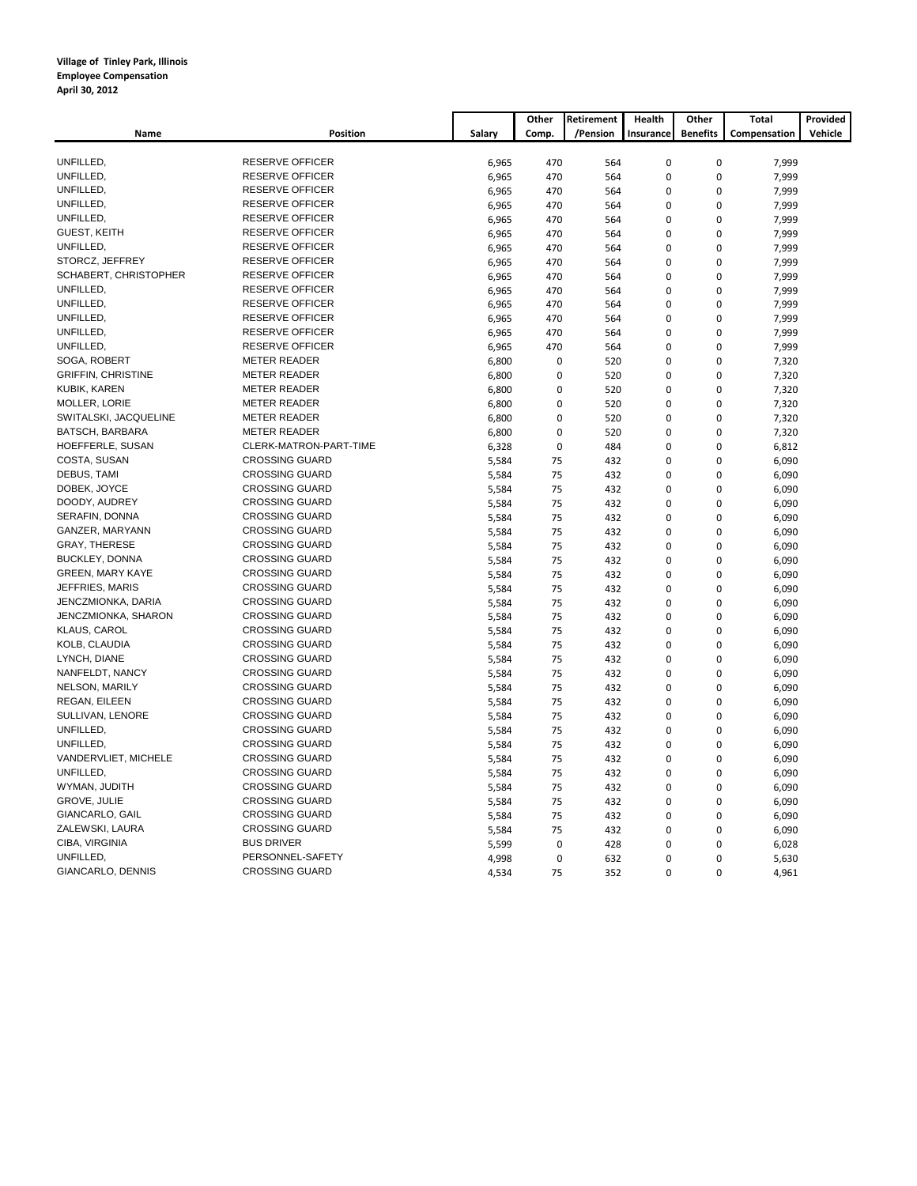**Village of Tinley Park, Illinois**
**Employee Compensation**
**April 30, 2012**

| Name | Position | Salary | Other Comp. | Retirement /Pension | Health Insurance | Other Benefits | Total Compensation | Provided Vehicle |
|---|---|---|---|---|---|---|---|---|
| UNFILLED, | RESERVE OFFICER | 6,965 | 470 | 564 | 0 | 0 | 7,999 | |
| UNFILLED, | RESERVE OFFICER | 6,965 | 470 | 564 | 0 | 0 | 7,999 | |
| UNFILLED, | RESERVE OFFICER | 6,965 | 470 | 564 | 0 | 0 | 7,999 | |
| UNFILLED, | RESERVE OFFICER | 6,965 | 470 | 564 | 0 | 0 | 7,999 | |
| UNFILLED, | RESERVE OFFICER | 6,965 | 470 | 564 | 0 | 0 | 7,999 | |
| GUEST, KEITH | RESERVE OFFICER | 6,965 | 470 | 564 | 0 | 0 | 7,999 | |
| UNFILLED, | RESERVE OFFICER | 6,965 | 470 | 564 | 0 | 0 | 7,999 | |
| STORCZ, JEFFREY | RESERVE OFFICER | 6,965 | 470 | 564 | 0 | 0 | 7,999 | |
| SCHABERT, CHRISTOPHER | RESERVE OFFICER | 6,965 | 470 | 564 | 0 | 0 | 7,999 | |
| UNFILLED, | RESERVE OFFICER | 6,965 | 470 | 564 | 0 | 0 | 7,999 | |
| UNFILLED, | RESERVE OFFICER | 6,965 | 470 | 564 | 0 | 0 | 7,999 | |
| UNFILLED, | RESERVE OFFICER | 6,965 | 470 | 564 | 0 | 0 | 7,999 | |
| UNFILLED, | RESERVE OFFICER | 6,965 | 470 | 564 | 0 | 0 | 7,999 | |
| UNFILLED, | RESERVE OFFICER | 6,965 | 470 | 564 | 0 | 0 | 7,999 | |
| SOGA, ROBERT | METER READER | 6,800 | 0 | 520 | 0 | 0 | 7,320 | |
| GRIFFIN, CHRISTINE | METER READER | 6,800 | 0 | 520 | 0 | 0 | 7,320 | |
| KUBIK, KAREN | METER READER | 6,800 | 0 | 520 | 0 | 0 | 7,320 | |
| MOLLER, LORIE | METER READER | 6,800 | 0 | 520 | 0 | 0 | 7,320 | |
| SWITALSKI, JACQUELINE | METER READER | 6,800 | 0 | 520 | 0 | 0 | 7,320 | |
| BATSCH, BARBARA | METER READER | 6,800 | 0 | 520 | 0 | 0 | 7,320 | |
| HOEFFERLE, SUSAN | CLERK-MATRON-PART-TIME | 6,328 | 0 | 484 | 0 | 0 | 6,812 | |
| COSTA, SUSAN | CROSSING GUARD | 5,584 | 75 | 432 | 0 | 0 | 6,090 | |
| DEBUS, TAMI | CROSSING GUARD | 5,584 | 75 | 432 | 0 | 0 | 6,090 | |
| DOBEK, JOYCE | CROSSING GUARD | 5,584 | 75 | 432 | 0 | 0 | 6,090 | |
| DOODY, AUDREY | CROSSING GUARD | 5,584 | 75 | 432 | 0 | 0 | 6,090 | |
| SERAFIN, DONNA | CROSSING GUARD | 5,584 | 75 | 432 | 0 | 0 | 6,090 | |
| GANZER, MARYANN | CROSSING GUARD | 5,584 | 75 | 432 | 0 | 0 | 6,090 | |
| GRAY, THERESE | CROSSING GUARD | 5,584 | 75 | 432 | 0 | 0 | 6,090 | |
| BUCKLEY, DONNA | CROSSING GUARD | 5,584 | 75 | 432 | 0 | 0 | 6,090 | |
| GREEN, MARY KAYE | CROSSING GUARD | 5,584 | 75 | 432 | 0 | 0 | 6,090 | |
| JEFFRIES, MARIS | CROSSING GUARD | 5,584 | 75 | 432 | 0 | 0 | 6,090 | |
| JENCZMIONKA, DARIA | CROSSING GUARD | 5,584 | 75 | 432 | 0 | 0 | 6,090 | |
| JENCZMIONKA, SHARON | CROSSING GUARD | 5,584 | 75 | 432 | 0 | 0 | 6,090 | |
| KLAUS, CAROL | CROSSING GUARD | 5,584 | 75 | 432 | 0 | 0 | 6,090 | |
| KOLB, CLAUDIA | CROSSING GUARD | 5,584 | 75 | 432 | 0 | 0 | 6,090 | |
| LYNCH, DIANE | CROSSING GUARD | 5,584 | 75 | 432 | 0 | 0 | 6,090 | |
| NANFELDT, NANCY | CROSSING GUARD | 5,584 | 75 | 432 | 0 | 0 | 6,090 | |
| NELSON, MARILY | CROSSING GUARD | 5,584 | 75 | 432 | 0 | 0 | 6,090 | |
| REGAN, EILEEN | CROSSING GUARD | 5,584 | 75 | 432 | 0 | 0 | 6,090 | |
| SULLIVAN, LENORE | CROSSING GUARD | 5,584 | 75 | 432 | 0 | 0 | 6,090 | |
| UNFILLED, | CROSSING GUARD | 5,584 | 75 | 432 | 0 | 0 | 6,090 | |
| UNFILLED, | CROSSING GUARD | 5,584 | 75 | 432 | 0 | 0 | 6,090 | |
| VANDERVLIET, MICHELE | CROSSING GUARD | 5,584 | 75 | 432 | 0 | 0 | 6,090 | |
| UNFILLED, | CROSSING GUARD | 5,584 | 75 | 432 | 0 | 0 | 6,090 | |
| WYMAN, JUDITH | CROSSING GUARD | 5,584 | 75 | 432 | 0 | 0 | 6,090 | |
| GROVE, JULIE | CROSSING GUARD | 5,584 | 75 | 432 | 0 | 0 | 6,090 | |
| GIANCARLO, GAIL | CROSSING GUARD | 5,584 | 75 | 432 | 0 | 0 | 6,090 | |
| ZALEWSKI, LAURA | CROSSING GUARD | 5,584 | 75 | 432 | 0 | 0 | 6,090 | |
| CIBA, VIRGINIA | BUS DRIVER | 5,599 | 0 | 428 | 0 | 0 | 6,028 | |
| UNFILLED, | PERSONNEL-SAFETY | 4,998 | 0 | 632 | 0 | 0 | 5,630 | |
| GIANCARLO, DENNIS | CROSSING GUARD | 4,534 | 75 | 352 | 0 | 0 | 4,961 | |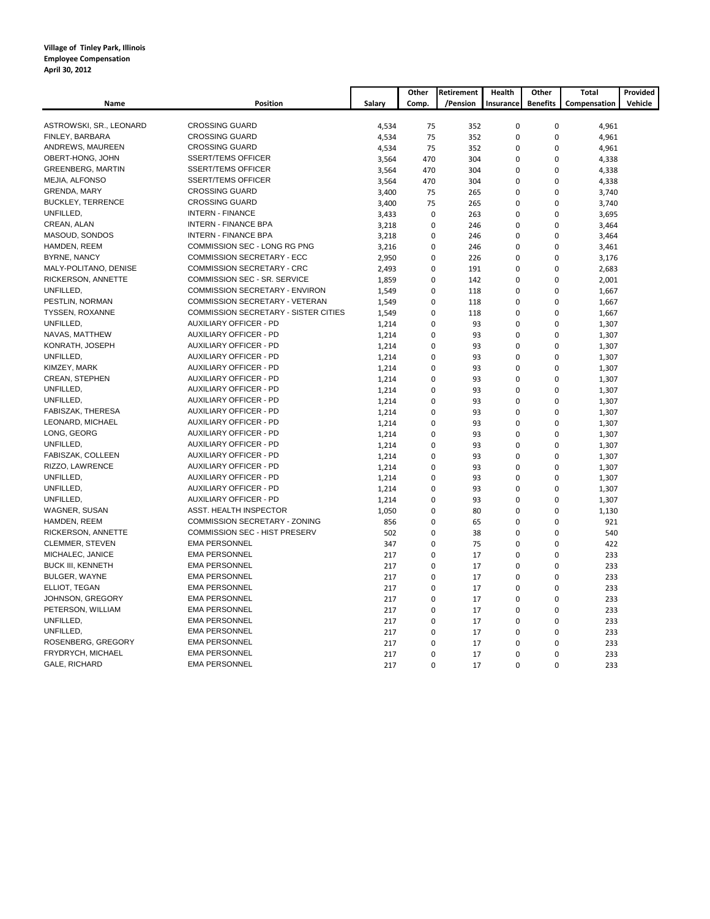**Village of Tinley Park, Illinois**
**Employee Compensation**
**April 30, 2012**

| Name | Position | Salary | Other Comp. | Retirement /Pension | Health Insurance | Other Benefits | Total Compensation | Provided Vehicle |
|---|---|---|---|---|---|---|---|---|
| ASTROWSKI, SR., LEONARD | CROSSING GUARD | 4,534 | 75 | 352 | 0 | 0 | 4,961 | |
| FINLEY, BARBARA | CROSSING GUARD | 4,534 | 75 | 352 | 0 | 0 | 4,961 | |
| ANDREWS, MAUREEN | CROSSING GUARD | 4,534 | 75 | 352 | 0 | 0 | 4,961 | |
| OBERT-HONG, JOHN | SSERT/TEMS OFFICER | 3,564 | 470 | 304 | 0 | 0 | 4,338 | |
| GREENBERG, MARTIN | SSERT/TEMS OFFICER | 3,564 | 470 | 304 | 0 | 0 | 4,338 | |
| MEJIA, ALFONSO | SSERT/TEMS OFFICER | 3,564 | 470 | 304 | 0 | 0 | 4,338 | |
| GRENDA, MARY | CROSSING GUARD | 3,400 | 75 | 265 | 0 | 0 | 3,740 | |
| BUCKLEY, TERRENCE | CROSSING GUARD | 3,400 | 75 | 265 | 0 | 0 | 3,740 | |
| UNFILLED, | INTERN - FINANCE | 3,433 | 0 | 263 | 0 | 0 | 3,695 | |
| CREAN, ALAN | INTERN - FINANCE BPA | 3,218 | 0 | 246 | 0 | 0 | 3,464 | |
| MASOUD, SONDOS | INTERN - FINANCE BPA | 3,218 | 0 | 246 | 0 | 0 | 3,464 | |
| HAMDEN, REEM | COMMISSION SEC - LONG RG PNG | 3,216 | 0 | 246 | 0 | 0 | 3,461 | |
| BYRNE, NANCY | COMMISSION SECRETARY - ECC | 2,950 | 0 | 226 | 0 | 0 | 3,176 | |
| MALY-POLITANO, DENISE | COMMISSION SECRETARY - CRC | 2,493 | 0 | 191 | 0 | 0 | 2,683 | |
| RICKERSON, ANNETTE | COMMISSION SEC - SR. SERVICE | 1,859 | 0 | 142 | 0 | 0 | 2,001 | |
| UNFILLED, | COMMISSION SECRETARY - ENVIRON | 1,549 | 0 | 118 | 0 | 0 | 1,667 | |
| PESTLIN, NORMAN | COMMISSION SECRETARY - VETERAN | 1,549 | 0 | 118 | 0 | 0 | 1,667 | |
| TYSSEN, ROXANNE | COMMISSION SECRETARY - SISTER CITIES | 1,549 | 0 | 118 | 0 | 0 | 1,667 | |
| UNFILLED, | AUXILIARY OFFICER - PD | 1,214 | 0 | 93 | 0 | 0 | 1,307 | |
| NAVAS, MATTHEW | AUXILIARY OFFICER - PD | 1,214 | 0 | 93 | 0 | 0 | 1,307 | |
| KONRATH, JOSEPH | AUXILIARY OFFICER - PD | 1,214 | 0 | 93 | 0 | 0 | 1,307 | |
| UNFILLED, | AUXILIARY OFFICER - PD | 1,214 | 0 | 93 | 0 | 0 | 1,307 | |
| KIMZEY, MARK | AUXILIARY OFFICER - PD | 1,214 | 0 | 93 | 0 | 0 | 1,307 | |
| CREAN, STEPHEN | AUXILIARY OFFICER - PD | 1,214 | 0 | 93 | 0 | 0 | 1,307 | |
| UNFILLED, | AUXILIARY OFFICER - PD | 1,214 | 0 | 93 | 0 | 0 | 1,307 | |
| UNFILLED, | AUXILIARY OFFICER - PD | 1,214 | 0 | 93 | 0 | 0 | 1,307 | |
| FABISZAK, THERESA | AUXILIARY OFFICER - PD | 1,214 | 0 | 93 | 0 | 0 | 1,307 | |
| LEONARD, MICHAEL | AUXILIARY OFFICER - PD | 1,214 | 0 | 93 | 0 | 0 | 1,307 | |
| LONG, GEORG | AUXILIARY OFFICER - PD | 1,214 | 0 | 93 | 0 | 0 | 1,307 | |
| UNFILLED, | AUXILIARY OFFICER - PD | 1,214 | 0 | 93 | 0 | 0 | 1,307 | |
| FABISZAK, COLLEEN | AUXILIARY OFFICER - PD | 1,214 | 0 | 93 | 0 | 0 | 1,307 | |
| RIZZO, LAWRENCE | AUXILIARY OFFICER - PD | 1,214 | 0 | 93 | 0 | 0 | 1,307 | |
| UNFILLED, | AUXILIARY OFFICER - PD | 1,214 | 0 | 93 | 0 | 0 | 1,307 | |
| UNFILLED, | AUXILIARY OFFICER - PD | 1,214 | 0 | 93 | 0 | 0 | 1,307 | |
| UNFILLED, | AUXILIARY OFFICER - PD | 1,214 | 0 | 93 | 0 | 0 | 1,307 | |
| WAGNER, SUSAN | ASST. HEALTH INSPECTOR | 1,050 | 0 | 80 | 0 | 0 | 1,130 | |
| HAMDEN, REEM | COMMISSION SECRETARY - ZONING | 856 | 0 | 65 | 0 | 0 | 921 | |
| RICKERSON, ANNETTE | COMMISSION SEC - HIST PRESERV | 502 | 0 | 38 | 0 | 0 | 540 | |
| CLEMMER, STEVEN | EMA PERSONNEL | 347 | 0 | 75 | 0 | 0 | 422 | |
| MICHALEC, JANICE | EMA PERSONNEL | 217 | 0 | 17 | 0 | 0 | 233 | |
| BUCK III, KENNETH | EMA PERSONNEL | 217 | 0 | 17 | 0 | 0 | 233 | |
| BULGER, WAYNE | EMA PERSONNEL | 217 | 0 | 17 | 0 | 0 | 233 | |
| ELLIOT, TEGAN | EMA PERSONNEL | 217 | 0 | 17 | 0 | 0 | 233 | |
| JOHNSON, GREGORY | EMA PERSONNEL | 217 | 0 | 17 | 0 | 0 | 233 | |
| PETERSON, WILLIAM | EMA PERSONNEL | 217 | 0 | 17 | 0 | 0 | 233 | |
| UNFILLED, | EMA PERSONNEL | 217 | 0 | 17 | 0 | 0 | 233 | |
| UNFILLED, | EMA PERSONNEL | 217 | 0 | 17 | 0 | 0 | 233 | |
| ROSENBERG, GREGORY | EMA PERSONNEL | 217 | 0 | 17 | 0 | 0 | 233 | |
| FRYDRYCH, MICHAEL | EMA PERSONNEL | 217 | 0 | 17 | 0 | 0 | 233 | |
| GALE, RICHARD | EMA PERSONNEL | 217 | 0 | 17 | 0 | 0 | 233 | |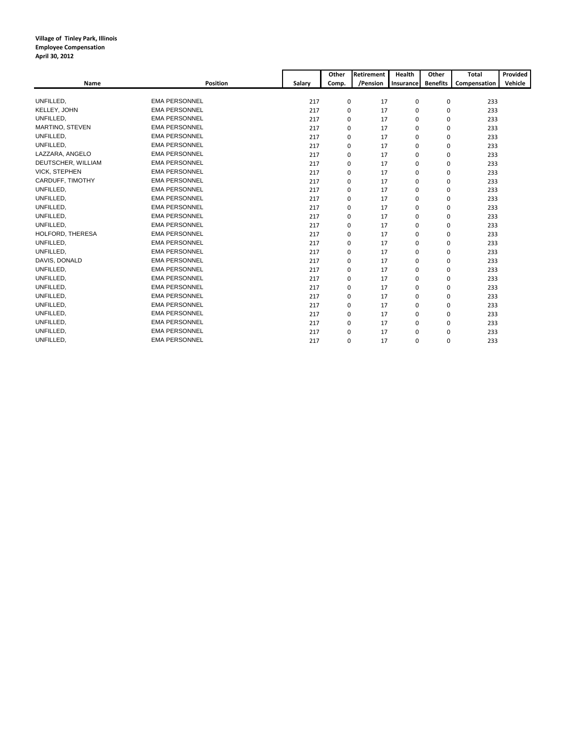**Village of Tinley Park, Illinois**
**Employee Compensation**
**April 30, 2012**

| Name | Position | Salary | Other Comp. | Retirement /Pension | Health Insurance | Other Benefits | Total Compensation | Provided Vehicle |
|---|---|---|---|---|---|---|---|---|
| UNFILLED, | EMA PERSONNEL | 217 | 0 | 17 | 0 | 0 | 233 | |
| KELLEY, JOHN | EMA PERSONNEL | 217 | 0 | 17 | 0 | 0 | 233 | |
| UNFILLED, | EMA PERSONNEL | 217 | 0 | 17 | 0 | 0 | 233 | |
| MARTINO, STEVEN | EMA PERSONNEL | 217 | 0 | 17 | 0 | 0 | 233 | |
| UNFILLED, | EMA PERSONNEL | 217 | 0 | 17 | 0 | 0 | 233 | |
| UNFILLED, | EMA PERSONNEL | 217 | 0 | 17 | 0 | 0 | 233 | |
| LAZZARA, ANGELO | EMA PERSONNEL | 217 | 0 | 17 | 0 | 0 | 233 | |
| DEUTSCHER, WILLIAM | EMA PERSONNEL | 217 | 0 | 17 | 0 | 0 | 233 | |
| VICK, STEPHEN | EMA PERSONNEL | 217 | 0 | 17 | 0 | 0 | 233 | |
| CARDUFF, TIMOTHY | EMA PERSONNEL | 217 | 0 | 17 | 0 | 0 | 233 | |
| UNFILLED, | EMA PERSONNEL | 217 | 0 | 17 | 0 | 0 | 233 | |
| UNFILLED, | EMA PERSONNEL | 217 | 0 | 17 | 0 | 0 | 233 | |
| UNFILLED, | EMA PERSONNEL | 217 | 0 | 17 | 0 | 0 | 233 | |
| UNFILLED, | EMA PERSONNEL | 217 | 0 | 17 | 0 | 0 | 233 | |
| UNFILLED, | EMA PERSONNEL | 217 | 0 | 17 | 0 | 0 | 233 | |
| HOLFORD, THERESA | EMA PERSONNEL | 217 | 0 | 17 | 0 | 0 | 233 | |
| UNFILLED, | EMA PERSONNEL | 217 | 0 | 17 | 0 | 0 | 233 | |
| UNFILLED, | EMA PERSONNEL | 217 | 0 | 17 | 0 | 0 | 233 | |
| DAVIS, DONALD | EMA PERSONNEL | 217 | 0 | 17 | 0 | 0 | 233 | |
| UNFILLED, | EMA PERSONNEL | 217 | 0 | 17 | 0 | 0 | 233 | |
| UNFILLED, | EMA PERSONNEL | 217 | 0 | 17 | 0 | 0 | 233 | |
| UNFILLED, | EMA PERSONNEL | 217 | 0 | 17 | 0 | 0 | 233 | |
| UNFILLED, | EMA PERSONNEL | 217 | 0 | 17 | 0 | 0 | 233 | |
| UNFILLED, | EMA PERSONNEL | 217 | 0 | 17 | 0 | 0 | 233 | |
| UNFILLED, | EMA PERSONNEL | 217 | 0 | 17 | 0 | 0 | 233 | |
| UNFILLED, | EMA PERSONNEL | 217 | 0 | 17 | 0 | 0 | 233 | |
| UNFILLED, | EMA PERSONNEL | 217 | 0 | 17 | 0 | 0 | 233 | |
| UNFILLED, | EMA PERSONNEL | 217 | 0 | 17 | 0 | 0 | 233 | |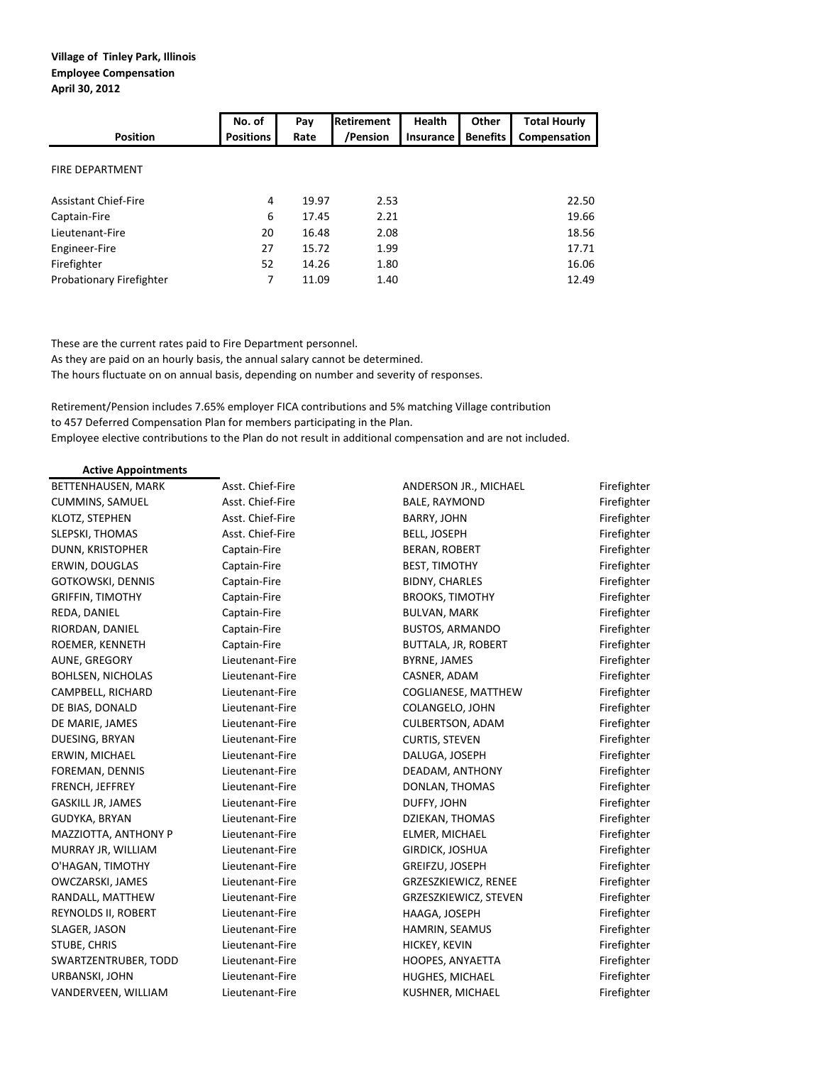**Village of Tinley Park, Illinois**
**Employee Compensation**
**April 30, 2012**

| Position | No. of Positions | Pay Rate | Retirement /Pension | Health Insurance | Other Benefits | Total Hourly Compensation |
|---|---|---|---|---|---|---|
| FIRE DEPARTMENT | | | | | | |
| Assistant Chief-Fire | 4 | 19.97 | 2.53 | | | 22.50 |
| Captain-Fire | 6 | 17.45 | 2.21 | | | 19.66 |
| Lieutenant-Fire | 20 | 16.48 | 2.08 | | | 18.56 |
| Engineer-Fire | 27 | 15.72 | 1.99 | | | 17.71 |
| Firefighter | 52 | 14.26 | 1.80 | | | 16.06 |
| Probationary Firefighter | 7 | 11.09 | 1.40 | | | 12.49 |

These are the current rates paid to Fire Department personnel.
As they are paid on an hourly basis, the annual salary cannot be determined.
The hours fluctuate on on annual basis, depending on number and severity of responses.

Retirement/Pension includes 7.65% employer FICA contributions and 5% matching Village contribution
to 457 Deferred Compensation Plan for members participating in the Plan.
Employee elective contributions to the Plan do not result in additional compensation and are not included.

**Active Appointments**

| Name | Position |
|---|---|
| BETTENHAUSEN, MARK | Asst. Chief-Fire |
| CUMMINS, SAMUEL | Asst. Chief-Fire |
| KLOTZ, STEPHEN | Asst. Chief-Fire |
| SLEPSKI, THOMAS | Asst. Chief-Fire |
| DUNN, KRISTOPHER | Captain-Fire |
| ERWIN, DOUGLAS | Captain-Fire |
| GOTKOWSKI, DENNIS | Captain-Fire |
| GRIFFIN, TIMOTHY | Captain-Fire |
| REDA, DANIEL | Captain-Fire |
| RIORDAN, DANIEL | Captain-Fire |
| ROEMER, KENNETH | Captain-Fire |
| AUNE, GREGORY | Lieutenant-Fire |
| BOHLSEN, NICHOLAS | Lieutenant-Fire |
| CAMPBELL, RICHARD | Lieutenant-Fire |
| DE BIAS, DONALD | Lieutenant-Fire |
| DE MARIE, JAMES | Lieutenant-Fire |
| DUESING, BRYAN | Lieutenant-Fire |
| ERWIN, MICHAEL | Lieutenant-Fire |
| FOREMAN, DENNIS | Lieutenant-Fire |
| FRENCH, JEFFREY | Lieutenant-Fire |
| GASKILL JR, JAMES | Lieutenant-Fire |
| GUDYKA, BRYAN | Lieutenant-Fire |
| MAZZIOTTA, ANTHONY P | Lieutenant-Fire |
| MURRAY JR, WILLIAM | Lieutenant-Fire |
| O'HAGAN, TIMOTHY | Lieutenant-Fire |
| OWCZARSKI, JAMES | Lieutenant-Fire |
| RANDALL, MATTHEW | Lieutenant-Fire |
| REYNOLDS II, ROBERT | Lieutenant-Fire |
| SLAGER, JASON | Lieutenant-Fire |
| STUBE, CHRIS | Lieutenant-Fire |
| SWARTZENTRUBER, TODD | Lieutenant-Fire |
| URBANSKI, JOHN | Lieutenant-Fire |
| VANDERVEEN, WILLIAM | Lieutenant-Fire |
| ANDERSON JR., MICHAEL | Firefighter |
| BALE, RAYMOND | Firefighter |
| BARRY, JOHN | Firefighter |
| BELL, JOSEPH | Firefighter |
| BERAN, ROBERT | Firefighter |
| BEST, TIMOTHY | Firefighter |
| BIDNY, CHARLES | Firefighter |
| BROOKS, TIMOTHY | Firefighter |
| BULVAN, MARK | Firefighter |
| BUSTOS, ARMANDO | Firefighter |
| BUTTALA, JR, ROBERT | Firefighter |
| BYRNE, JAMES | Firefighter |
| CASNER, ADAM | Firefighter |
| COGLIANESE, MATTHEW | Firefighter |
| COLANGELO, JOHN | Firefighter |
| CULBERTSON, ADAM | Firefighter |
| CURTIS, STEVEN | Firefighter |
| DALUGA, JOSEPH | Firefighter |
| DEADAM, ANTHONY | Firefighter |
| DONLAN, THOMAS | Firefighter |
| DUFFY, JOHN | Firefighter |
| DZIEKAN, THOMAS | Firefighter |
| ELMER, MICHAEL | Firefighter |
| GIRDICK, JOSHUA | Firefighter |
| GREIFZU, JOSEPH | Firefighter |
| GRZESZKIEWICZ, RENEE | Firefighter |
| GRZESZKIEWICZ, STEVEN | Firefighter |
| HAAGA, JOSEPH | Firefighter |
| HAMRIN, SEAMUS | Firefighter |
| HICKEY, KEVIN | Firefighter |
| HOOPES, ANYAETTA | Firefighter |
| HUGHES, MICHAEL | Firefighter |
| KUSHNER, MICHAEL | Firefighter |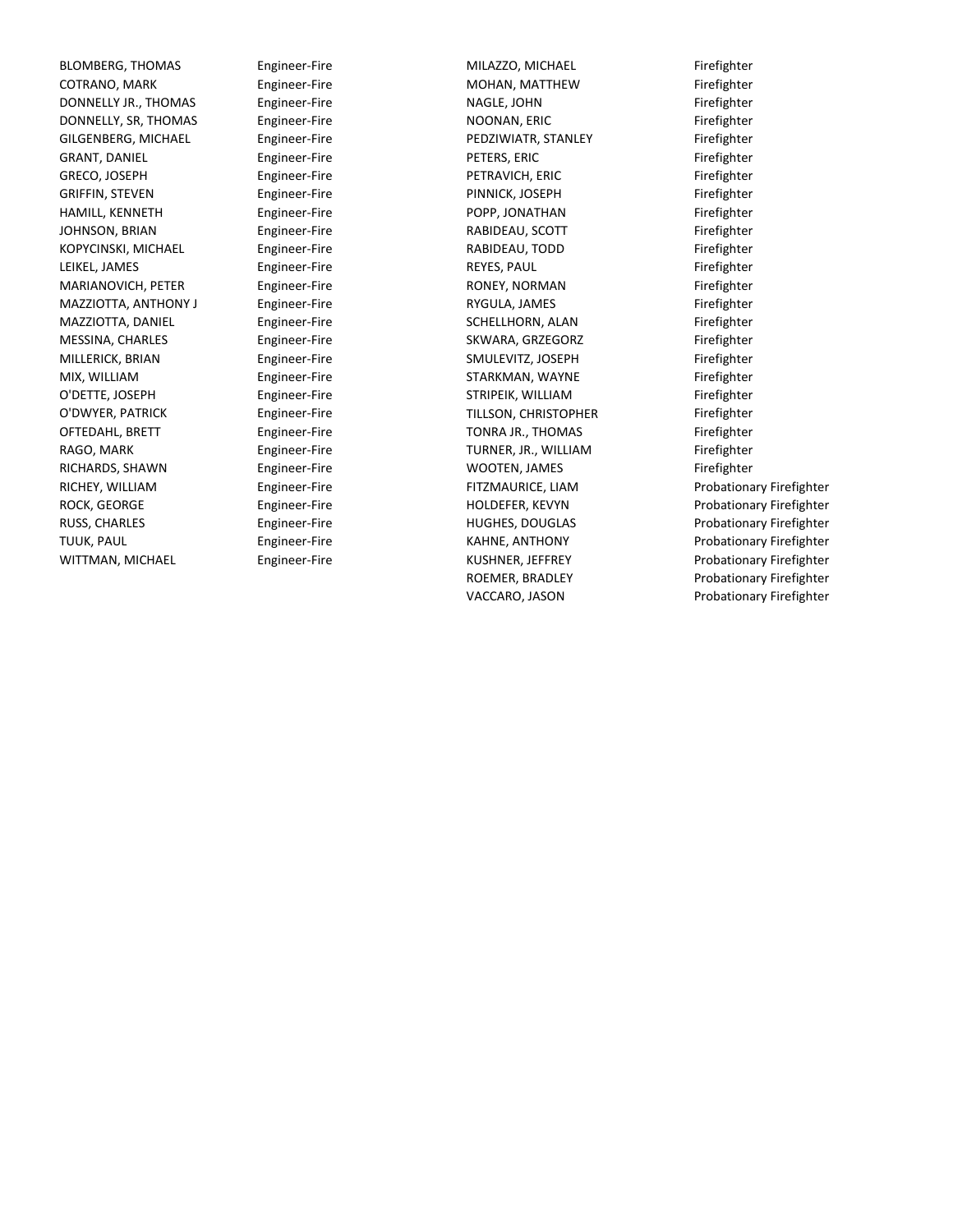| Name | Title |
|---|---|
| BLOMBERG, THOMAS | Engineer-Fire |
| COTRANO, MARK | Engineer-Fire |
| DONNELLY JR., THOMAS | Engineer-Fire |
| DONNELLY, SR, THOMAS | Engineer-Fire |
| GILGENBERG, MICHAEL | Engineer-Fire |
| GRANT, DANIEL | Engineer-Fire |
| GRECO, JOSEPH | Engineer-Fire |
| GRIFFIN, STEVEN | Engineer-Fire |
| HAMILL, KENNETH | Engineer-Fire |
| JOHNSON, BRIAN | Engineer-Fire |
| KOPYCINSKI, MICHAEL | Engineer-Fire |
| LEIKEL, JAMES | Engineer-Fire |
| MARIANOVICH, PETER | Engineer-Fire |
| MAZZIOTTA, ANTHONY J | Engineer-Fire |
| MAZZIOTTA, DANIEL | Engineer-Fire |
| MESSINA, CHARLES | Engineer-Fire |
| MILLERICK, BRIAN | Engineer-Fire |
| MIX, WILLIAM | Engineer-Fire |
| O'DETTE, JOSEPH | Engineer-Fire |
| O'DWYER, PATRICK | Engineer-Fire |
| OFTEDAHL, BRETT | Engineer-Fire |
| RAGO, MARK | Engineer-Fire |
| RICHARDS, SHAWN | Engineer-Fire |
| RICHEY, WILLIAM | Engineer-Fire |
| ROCK, GEORGE | Engineer-Fire |
| RUSS, CHARLES | Engineer-Fire |
| TUUK, PAUL | Engineer-Fire |
| WITTMAN, MICHAEL | Engineer-Fire |
| MILAZZO, MICHAEL | Firefighter |
| MOHAN, MATTHEW | Firefighter |
| NAGLE, JOHN | Firefighter |
| NOONAN, ERIC | Firefighter |
| PEDZIWIATR, STANLEY | Firefighter |
| PETERS, ERIC | Firefighter |
| PETRAVICH, ERIC | Firefighter |
| PINNICK, JOSEPH | Firefighter |
| POPP, JONATHAN | Firefighter |
| RABIDEAU, SCOTT | Firefighter |
| RABIDEAU, TODD | Firefighter |
| REYES, PAUL | Firefighter |
| RONEY, NORMAN | Firefighter |
| RYGULA, JAMES | Firefighter |
| SCHELLHORN, ALAN | Firefighter |
| SKWARA, GRZEGORZ | Firefighter |
| SMULEVITZ, JOSEPH | Firefighter |
| STARKMAN, WAYNE | Firefighter |
| STRIPEIK, WILLIAM | Firefighter |
| TILLSON, CHRISTOPHER | Firefighter |
| TONRA JR., THOMAS | Firefighter |
| TURNER, JR., WILLIAM | Firefighter |
| WOOTEN, JAMES | Firefighter |
| FITZMAURICE, LIAM | Probationary Firefighter |
| HOLDEFER, KEVYN | Probationary Firefighter |
| HUGHES, DOUGLAS | Probationary Firefighter |
| KAHNE, ANTHONY | Probationary Firefighter |
| KUSHNER, JEFFREY | Probationary Firefighter |
| ROEMER, BRADLEY | Probationary Firefighter |
| VACCARO, JASON | Probationary Firefighter |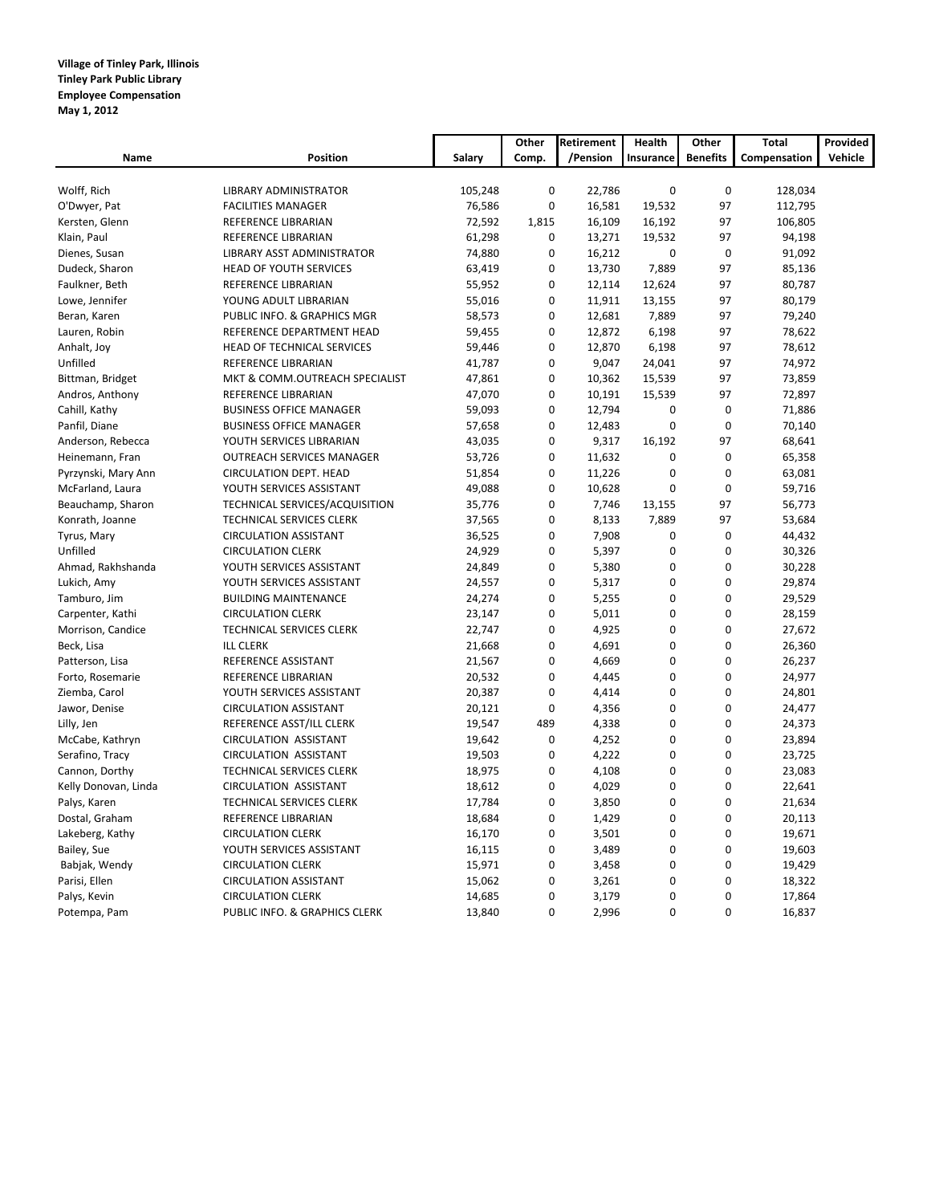**Village of Tinley Park, Illinois**
**Tinley Park Public Library**
**Employee Compensation**
**May 1, 2012**

| Name | Position | Salary | Other Comp. | Retirement /Pension | Health Insurance | Other Benefits | Total Compensation | Provided Vehicle |
|---|---|---|---|---|---|---|---|---|
| Wolff, Rich | LIBRARY ADMINISTRATOR | 105,248 | 0 | 22,786 | 0 | 0 | 128,034 | |
| O'Dwyer, Pat | FACILITIES MANAGER | 76,586 | 0 | 16,581 | 19,532 | 97 | 112,795 | |
| Kersten, Glenn | REFERENCE LIBRARIAN | 72,592 | 1,815 | 16,109 | 16,192 | 97 | 106,805 | |
| Klain, Paul | REFERENCE LIBRARIAN | 61,298 | 0 | 13,271 | 19,532 | 97 | 94,198 | |
| Dienes, Susan | LIBRARY ASST ADMINISTRATOR | 74,880 | 0 | 16,212 | 0 | 0 | 91,092 | |
| Dudeck, Sharon | HEAD OF YOUTH SERVICES | 63,419 | 0 | 13,730 | 7,889 | 97 | 85,136 | |
| Faulkner, Beth | REFERENCE LIBRARIAN | 55,952 | 0 | 12,114 | 12,624 | 97 | 80,787 | |
| Lowe, Jennifer | YOUNG ADULT LIBRARIAN | 55,016 | 0 | 11,911 | 13,155 | 97 | 80,179 | |
| Beran, Karen | PUBLIC INFO. & GRAPHICS MGR | 58,573 | 0 | 12,681 | 7,889 | 97 | 79,240 | |
| Lauren, Robin | REFERENCE DEPARTMENT HEAD | 59,455 | 0 | 12,872 | 6,198 | 97 | 78,622 | |
| Anhalt, Joy | HEAD OF TECHNICAL SERVICES | 59,446 | 0 | 12,870 | 6,198 | 97 | 78,612 | |
| Unfilled | REFERENCE LIBRARIAN | 41,787 | 0 | 9,047 | 24,041 | 97 | 74,972 | |
| Bittman, Bridget | MKT & COMM.OUTREACH SPECIALIST | 47,861 | 0 | 10,362 | 15,539 | 97 | 73,859 | |
| Andros, Anthony | REFERENCE LIBRARIAN | 47,070 | 0 | 10,191 | 15,539 | 97 | 72,897 | |
| Cahill, Kathy | BUSINESS OFFICE MANAGER | 59,093 | 0 | 12,794 | 0 | 0 | 71,886 | |
| Panfil, Diane | BUSINESS OFFICE MANAGER | 57,658 | 0 | 12,483 | 0 | 0 | 70,140 | |
| Anderson, Rebecca | YOUTH SERVICES LIBRARIAN | 43,035 | 0 | 9,317 | 16,192 | 97 | 68,641 | |
| Heinemann, Fran | OUTREACH SERVICES MANAGER | 53,726 | 0 | 11,632 | 0 | 0 | 65,358 | |
| Pyrzynski, Mary Ann | CIRCULATION DEPT. HEAD | 51,854 | 0 | 11,226 | 0 | 0 | 63,081 | |
| McFarland, Laura | YOUTH SERVICES ASSISTANT | 49,088 | 0 | 10,628 | 0 | 0 | 59,716 | |
| Beauchamp, Sharon | TECHNICAL SERVICES/ACQUISITION | 35,776 | 0 | 7,746 | 13,155 | 97 | 56,773 | |
| Konrath, Joanne | TECHNICAL SERVICES CLERK | 37,565 | 0 | 8,133 | 7,889 | 97 | 53,684 | |
| Tyrus, Mary | CIRCULATION ASSISTANT | 36,525 | 0 | 7,908 | 0 | 0 | 44,432 | |
| Unfilled | CIRCULATION CLERK | 24,929 | 0 | 5,397 | 0 | 0 | 30,326 | |
| Ahmad, Rakhshanda | YOUTH SERVICES ASSISTANT | 24,849 | 0 | 5,380 | 0 | 0 | 30,228 | |
| Lukich, Amy | YOUTH SERVICES ASSISTANT | 24,557 | 0 | 5,317 | 0 | 0 | 29,874 | |
| Tamburo, Jim | BUILDING MAINTENANCE | 24,274 | 0 | 5,255 | 0 | 0 | 29,529 | |
| Carpenter, Kathi | CIRCULATION CLERK | 23,147 | 0 | 5,011 | 0 | 0 | 28,159 | |
| Morrison, Candice | TECHNICAL SERVICES CLERK | 22,747 | 0 | 4,925 | 0 | 0 | 27,672 | |
| Beck, Lisa | ILL CLERK | 21,668 | 0 | 4,691 | 0 | 0 | 26,360 | |
| Patterson, Lisa | REFERENCE ASSISTANT | 21,567 | 0 | 4,669 | 0 | 0 | 26,237 | |
| Forto, Rosemarie | REFERENCE LIBRARIAN | 20,532 | 0 | 4,445 | 0 | 0 | 24,977 | |
| Ziemba, Carol | YOUTH SERVICES ASSISTANT | 20,387 | 0 | 4,414 | 0 | 0 | 24,801 | |
| Jawor, Denise | CIRCULATION ASSISTANT | 20,121 | 0 | 4,356 | 0 | 0 | 24,477 | |
| Lilly, Jen | REFERENCE ASST/ILL CLERK | 19,547 | 489 | 4,338 | 0 | 0 | 24,373 | |
| McCabe, Kathryn | CIRCULATION ASSISTANT | 19,642 | 0 | 4,252 | 0 | 0 | 23,894 | |
| Serafino, Tracy | CIRCULATION ASSISTANT | 19,503 | 0 | 4,222 | 0 | 0 | 23,725 | |
| Cannon, Dorthy | TECHNICAL SERVICES CLERK | 18,975 | 0 | 4,108 | 0 | 0 | 23,083 | |
| Kelly Donovan, Linda | CIRCULATION ASSISTANT | 18,612 | 0 | 4,029 | 0 | 0 | 22,641 | |
| Palys, Karen | TECHNICAL SERVICES CLERK | 17,784 | 0 | 3,850 | 0 | 0 | 21,634 | |
| Dostal, Graham | REFERENCE LIBRARIAN | 18,684 | 0 | 1,429 | 0 | 0 | 20,113 | |
| Lakeberg, Kathy | CIRCULATION CLERK | 16,170 | 0 | 3,501 | 0 | 0 | 19,671 | |
| Bailey, Sue | YOUTH SERVICES ASSISTANT | 16,115 | 0 | 3,489 | 0 | 0 | 19,603 | |
| Babjak, Wendy | CIRCULATION CLERK | 15,971 | 0 | 3,458 | 0 | 0 | 19,429 | |
| Parisi, Ellen | CIRCULATION ASSISTANT | 15,062 | 0 | 3,261 | 0 | 0 | 18,322 | |
| Palys, Kevin | CIRCULATION CLERK | 14,685 | 0 | 3,179 | 0 | 0 | 17,864 | |
| Potempa, Pam | PUBLIC INFO. & GRAPHICS CLERK | 13,840 | 0 | 2,996 | 0 | 0 | 16,837 | |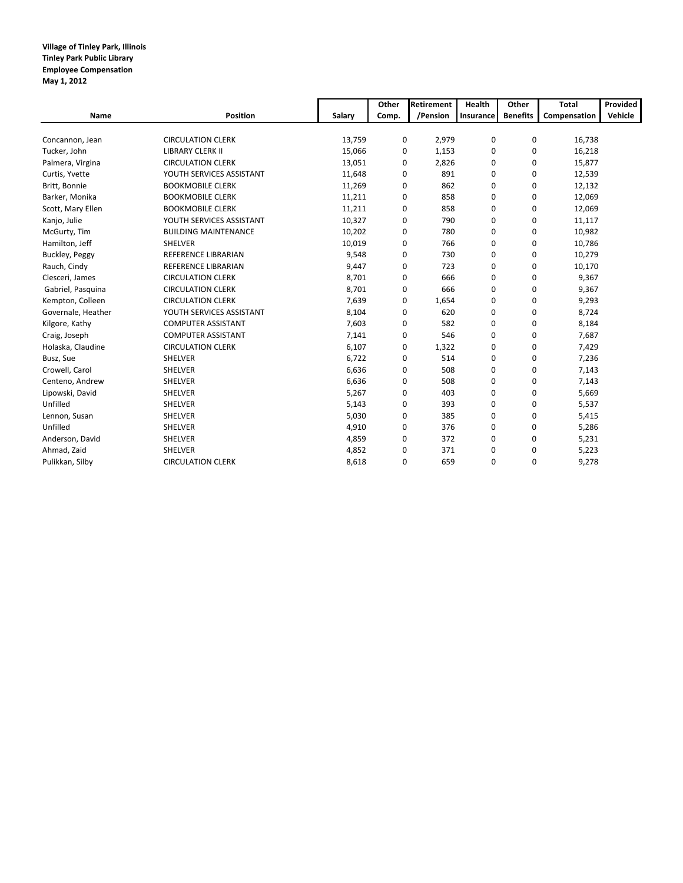**Village of Tinley Park, Illinois**
**Tinley Park Public Library**
**Employee Compensation**
**May 1, 2012**

| Name | Position | Salary | Other Comp. | Retirement /Pension | Health Insurance | Other Benefits | Total Compensation | Provided Vehicle |
|---|---|---|---|---|---|---|---|---|
| Concannon, Jean | CIRCULATION CLERK | 13,759 | 0 | 2,979 | 0 | 0 | 16,738 | |
| Tucker, John | LIBRARY CLERK II | 15,066 | 0 | 1,153 | 0 | 0 | 16,218 | |
| Palmera, Virgina | CIRCULATION CLERK | 13,051 | 0 | 2,826 | 0 | 0 | 15,877 | |
| Curtis, Yvette | YOUTH SERVICES ASSISTANT | 11,648 | 0 | 891 | 0 | 0 | 12,539 | |
| Britt, Bonnie | BOOKMOBILE CLERK | 11,269 | 0 | 862 | 0 | 0 | 12,132 | |
| Barker, Monika | BOOKMOBILE CLERK | 11,211 | 0 | 858 | 0 | 0 | 12,069 | |
| Scott, Mary Ellen | BOOKMOBILE CLERK | 11,211 | 0 | 858 | 0 | 0 | 12,069 | |
| Kanjo, Julie | YOUTH SERVICES ASSISTANT | 10,327 | 0 | 790 | 0 | 0 | 11,117 | |
| McGurty, Tim | BUILDING MAINTENANCE | 10,202 | 0 | 780 | 0 | 0 | 10,982 | |
| Hamilton, Jeff | SHELVER | 10,019 | 0 | 766 | 0 | 0 | 10,786 | |
| Buckley, Peggy | REFERENCE LIBRARIAN | 9,548 | 0 | 730 | 0 | 0 | 10,279 | |
| Rauch, Cindy | REFERENCE LIBRARIAN | 9,447 | 0 | 723 | 0 | 0 | 10,170 | |
| Clesceri, James | CIRCULATION CLERK | 8,701 | 0 | 666 | 0 | 0 | 9,367 | |
| Gabriel, Pasquina | CIRCULATION CLERK | 8,701 | 0 | 666 | 0 | 0 | 9,367 | |
| Kempton, Colleen | CIRCULATION CLERK | 7,639 | 0 | 1,654 | 0 | 0 | 9,293 | |
| Governale, Heather | YOUTH SERVICES ASSISTANT | 8,104 | 0 | 620 | 0 | 0 | 8,724 | |
| Kilgore, Kathy | COMPUTER ASSISTANT | 7,603 | 0 | 582 | 0 | 0 | 8,184 | |
| Craig, Joseph | COMPUTER ASSISTANT | 7,141 | 0 | 546 | 0 | 0 | 7,687 | |
| Holaska, Claudine | CIRCULATION CLERK | 6,107 | 0 | 1,322 | 0 | 0 | 7,429 | |
| Busz, Sue | SHELVER | 6,722 | 0 | 514 | 0 | 0 | 7,236 | |
| Crowell, Carol | SHELVER | 6,636 | 0 | 508 | 0 | 0 | 7,143 | |
| Centeno, Andrew | SHELVER | 6,636 | 0 | 508 | 0 | 0 | 7,143 | |
| Lipowski, David | SHELVER | 5,267 | 0 | 403 | 0 | 0 | 5,669 | |
| Unfilled | SHELVER | 5,143 | 0 | 393 | 0 | 0 | 5,537 | |
| Lennon, Susan | SHELVER | 5,030 | 0 | 385 | 0 | 0 | 5,415 | |
| Unfilled | SHELVER | 4,910 | 0 | 376 | 0 | 0 | 5,286 | |
| Anderson, David | SHELVER | 4,859 | 0 | 372 | 0 | 0 | 5,231 | |
| Ahmad, Zaid | SHELVER | 4,852 | 0 | 371 | 0 | 0 | 5,223 | |
| Pulikkan, Silby | CIRCULATION CLERK | 8,618 | 0 | 659 | 0 | 0 | 9,278 | |